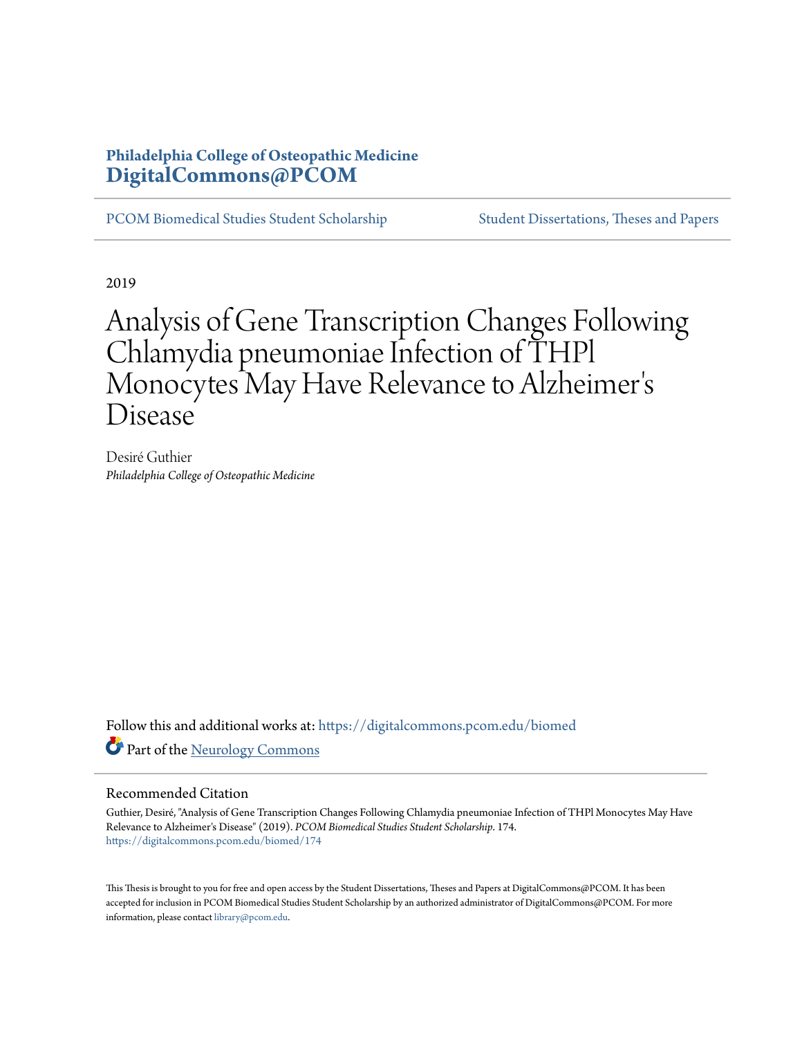Philadelphia College of Osteopathic Medicine
**DigitalCommons@PCOM**

PCOM Biomedical Studies Student Scholarship | Student Dissertations, Theses and Papers

2019

# Analysis of Gene Transcription Changes Following Chlamydia pneumoniae Infection of THPl Monocytes May Have Relevance to Alzheimer's Disease

Desiré Guthier
*Philadelphia College of Osteopathic Medicine*

Follow this and additional works at: https://digitalcommons.pcom.edu/biomed

Part of the Neurology Commons

## Recommended Citation

Guthier, Desiré, "Analysis of Gene Transcription Changes Following Chlamydia pneumoniae Infection of THPl Monocytes May Have Relevance to Alzheimer's Disease" (2019). *PCOM Biomedical Studies Student Scholarship*. 174.
https://digitalcommons.pcom.edu/biomed/174

This Thesis is brought to you for free and open access by the Student Dissertations, Theses and Papers at DigitalCommons@PCOM. It has been accepted for inclusion in PCOM Biomedical Studies Student Scholarship by an authorized administrator of DigitalCommons@PCOM. For more information, please contact library@pcom.edu.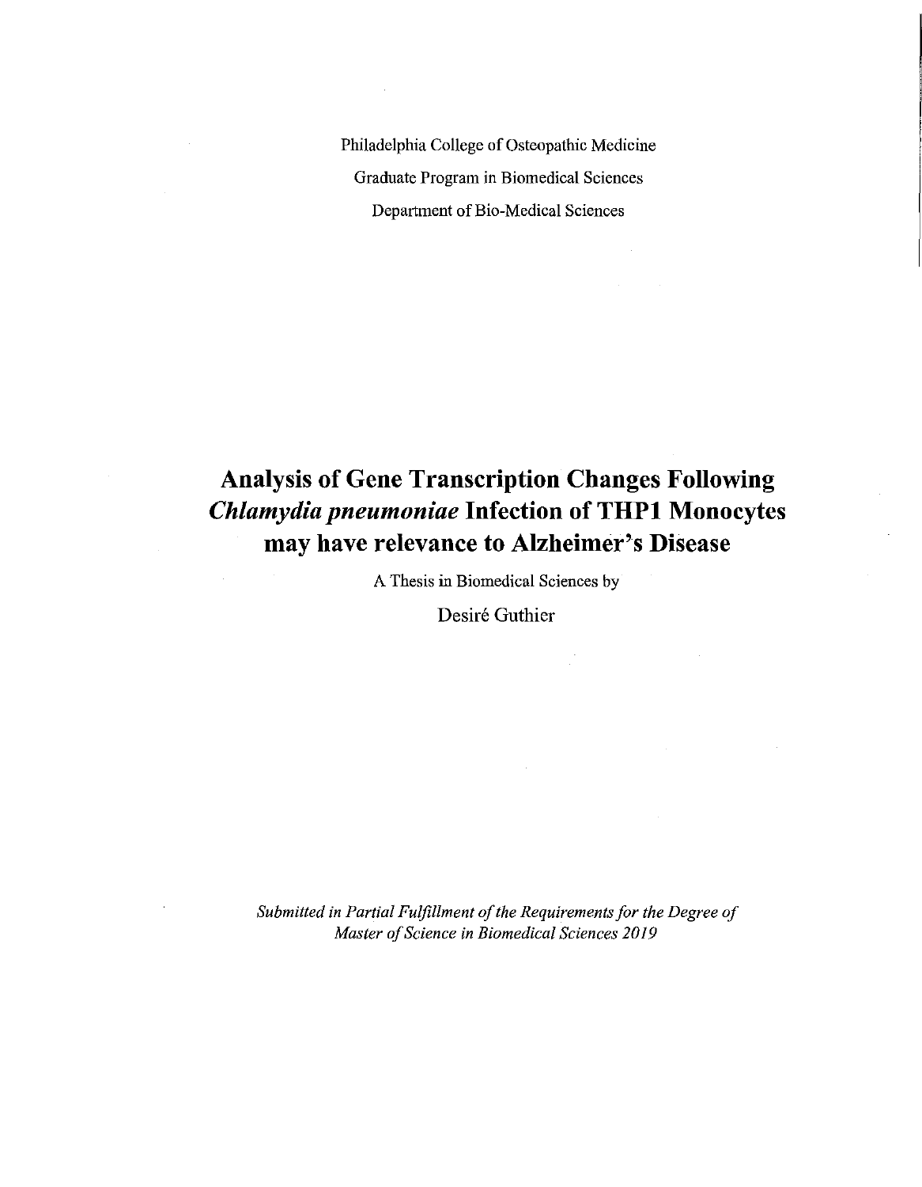Philadelphia College of Osteopathic Medicine

Graduate Program in Biomedical Sciences

Department of Bio-Medical Sciences

# Analysis of Gene Transcription Changes Following *Chlamydia pneumoniae* Infection of THP1 Monocytes may have relevance to Alzheimer's Disease

A Thesis in Biomedical Sciences by

Desiré Guthier

*Submitted in Partial Fulfillment of the Requirements for the Degree of Master of Science in Biomedical Sciences 2019*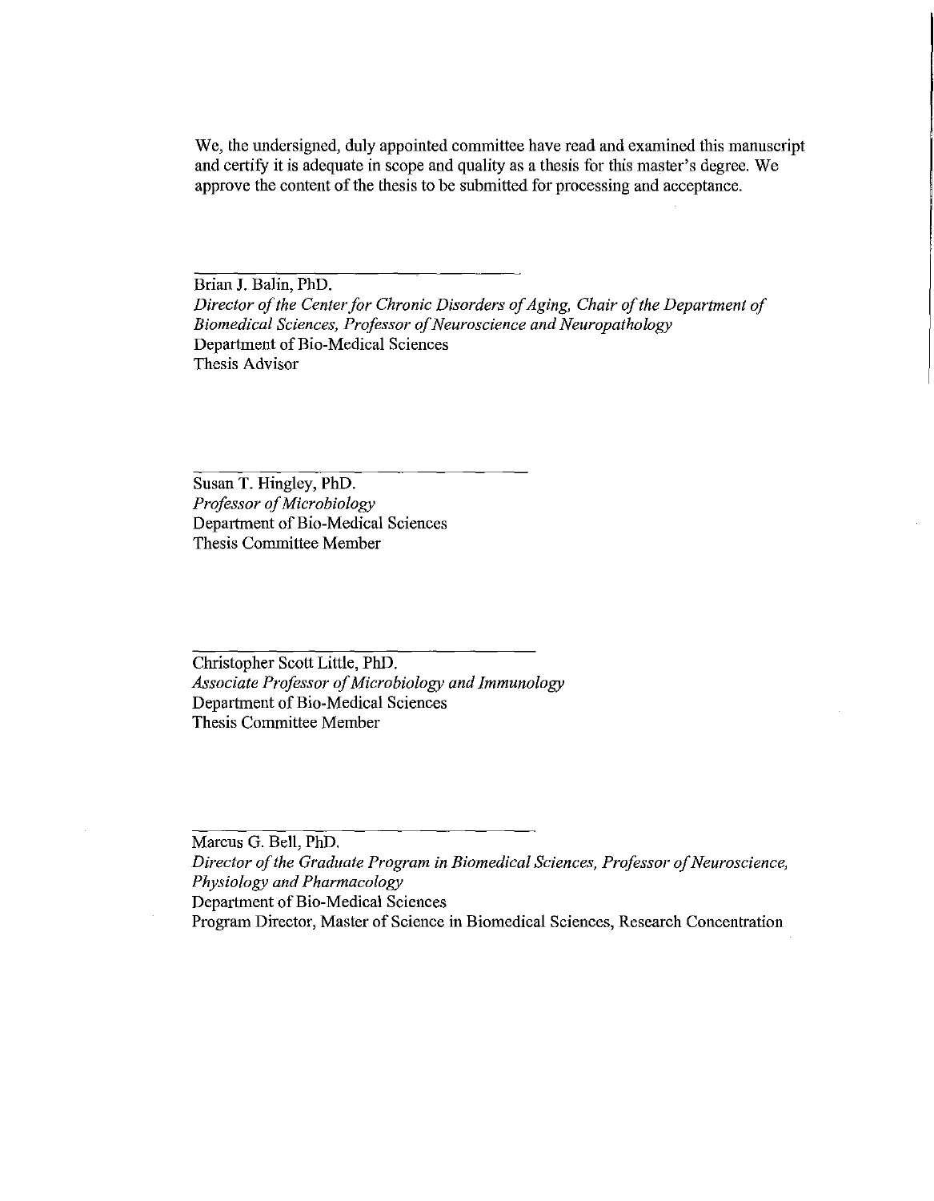We, the undersigned, duly appointed committee have read and examined this manuscript and certify it is adequate in scope and quality as a thesis for this master's degree. We approve the content of the thesis to be submitted for processing and acceptance.

\_\_\_\_\_\_\_\_\_\_\_\_\_\_\_\_\_\_\_\_\_\_\_\_\_\_\_\_\_\_\_\_\_\_\_\_

Brian J. Balin, PhD.
*Director of the Center for Chronic Disorders of Aging, Chair of the Department of Biomedical Sciences, Professor of Neuroscience and Neuropathology*
Department of Bio-Medical Sciences
Thesis Advisor

\_\_\_\_\_\_\_\_\_\_\_\_\_\_\_\_\_\_\_\_\_\_\_\_\_\_\_\_\_\_\_\_\_\_\_\_

Susan T. Hingley, PhD.
*Professor of Microbiology*
Department of Bio-Medical Sciences
Thesis Committee Member

\_\_\_\_\_\_\_\_\_\_\_\_\_\_\_\_\_\_\_\_\_\_\_\_\_\_\_\_\_\_\_\_\_\_\_\_

Christopher Scott Little, PhD.
*Associate Professor of Microbiology and Immunology*
Department of Bio-Medical Sciences
Thesis Committee Member

\_\_\_\_\_\_\_\_\_\_\_\_\_\_\_\_\_\_\_\_\_\_\_\_\_\_\_\_\_\_\_\_\_\_\_\_

Marcus G. Bell, PhD.
*Director of the Graduate Program in Biomedical Sciences, Professor of Neuroscience, Physiology and Pharmacology*
Department of Bio-Medical Sciences
Program Director, Master of Science in Biomedical Sciences, Research Concentration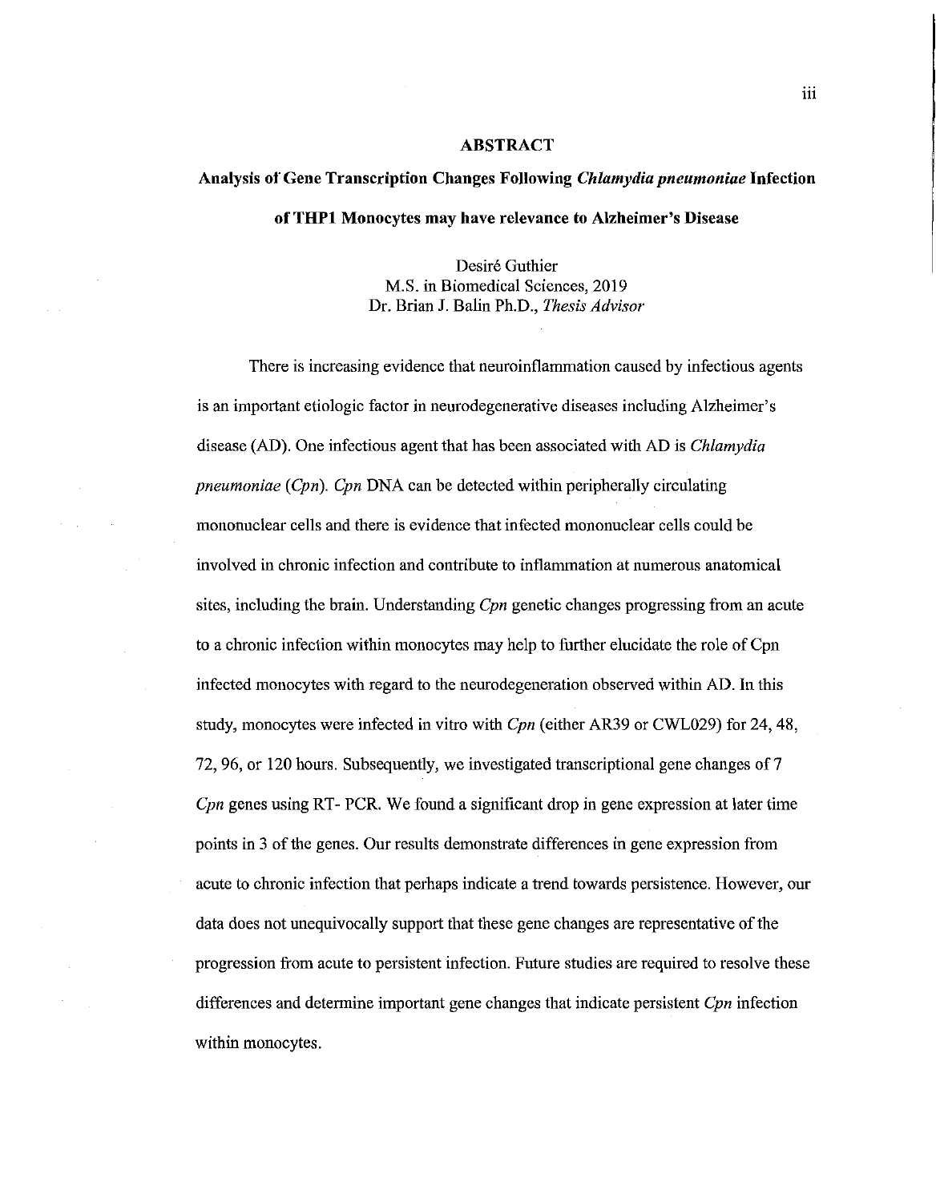# ABSTRACT

## Analysis of Gene Transcription Changes Following *Chlamydia pneumoniae* Infection of THP1 Monocytes may have relevance to Alzheimer's Disease

Desiré Guthier
M.S. in Biomedical Sciences, 2019
Dr. Brian J. Balin Ph.D., *Thesis Advisor*

There is increasing evidence that neuroinflammation caused by infectious agents is an important etiologic factor in neurodegenerative diseases including Alzheimer's disease (AD). One infectious agent that has been associated with AD is *Chlamydia pneumoniae* (*Cpn*). *Cpn* DNA can be detected within peripherally circulating mononuclear cells and there is evidence that infected mononuclear cells could be involved in chronic infection and contribute to inflammation at numerous anatomical sites, including the brain. Understanding *Cpn* genetic changes progressing from an acute to a chronic infection within monocytes may help to further elucidate the role of Cpn infected monocytes with regard to the neurodegeneration observed within AD. In this study, monocytes were infected in vitro with *Cpn* (either AR39 or CWL029) for 24, 48, 72, 96, or 120 hours. Subsequently, we investigated transcriptional gene changes of 7 *Cpn* genes using RT- PCR. We found a significant drop in gene expression at later time points in 3 of the genes. Our results demonstrate differences in gene expression from acute to chronic infection that perhaps indicate a trend towards persistence. However, our data does not unequivocally support that these gene changes are representative of the progression from acute to persistent infection. Future studies are required to resolve these differences and determine important gene changes that indicate persistent *Cpn* infection within monocytes.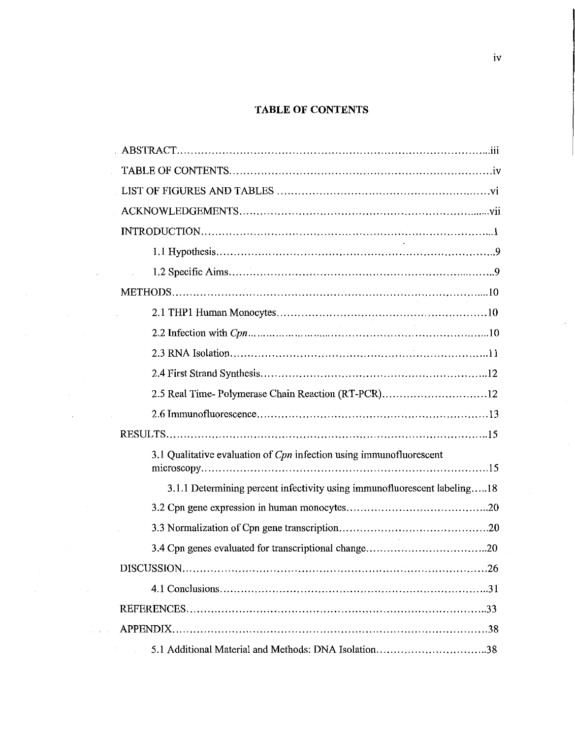# TABLE OF CONTENTS

ABSTRACT......................................................................................iii

TABLE OF CONTENTS.......................................................................iv

LIST OF FIGURES AND TABLES ..........................................................vi

ACKNOWLEDGEMENTS......................................................................vii

INTRODUCTION.................................................................................1

1.1 Hypothesis.................................................................................9

1.2 Specific Aims..............................................................................9

METHODS..........................................................................................10

2.1 THP1 Human Monocytes..............................................................10

2.2 Infection with *Cpn*......................................................................10

2.3 RNA Isolation..............................................................................11

2.4 First Strand Synthesis...................................................................12

2.5 Real Time- Polymerase Chain Reaction (RT-PCR)..............................12

2.6 Immunofluorescence.....................................................................13

RESULTS...........................................................................................15

3.1 Qualitative evaluation of *Cpn* infection using immunofluorescent microscopy.................................................................................15

3.1.1 Determining percent infectivity using immunofluorescent labeling.....18

3.2 Cpn gene expression in human monocytes.........................................20

3.3 Normalization of Cpn gene transcription...........................................20

3.4 Cpn genes evaluated for transcriptional change...................................20

DISCUSSION......................................................................................26

4.1 Conclusions................................................................................31

REFERENCES.....................................................................................33

APPENDIX.........................................................................................38

5.1 Additional Material and Methods: DNA Isolation.................................38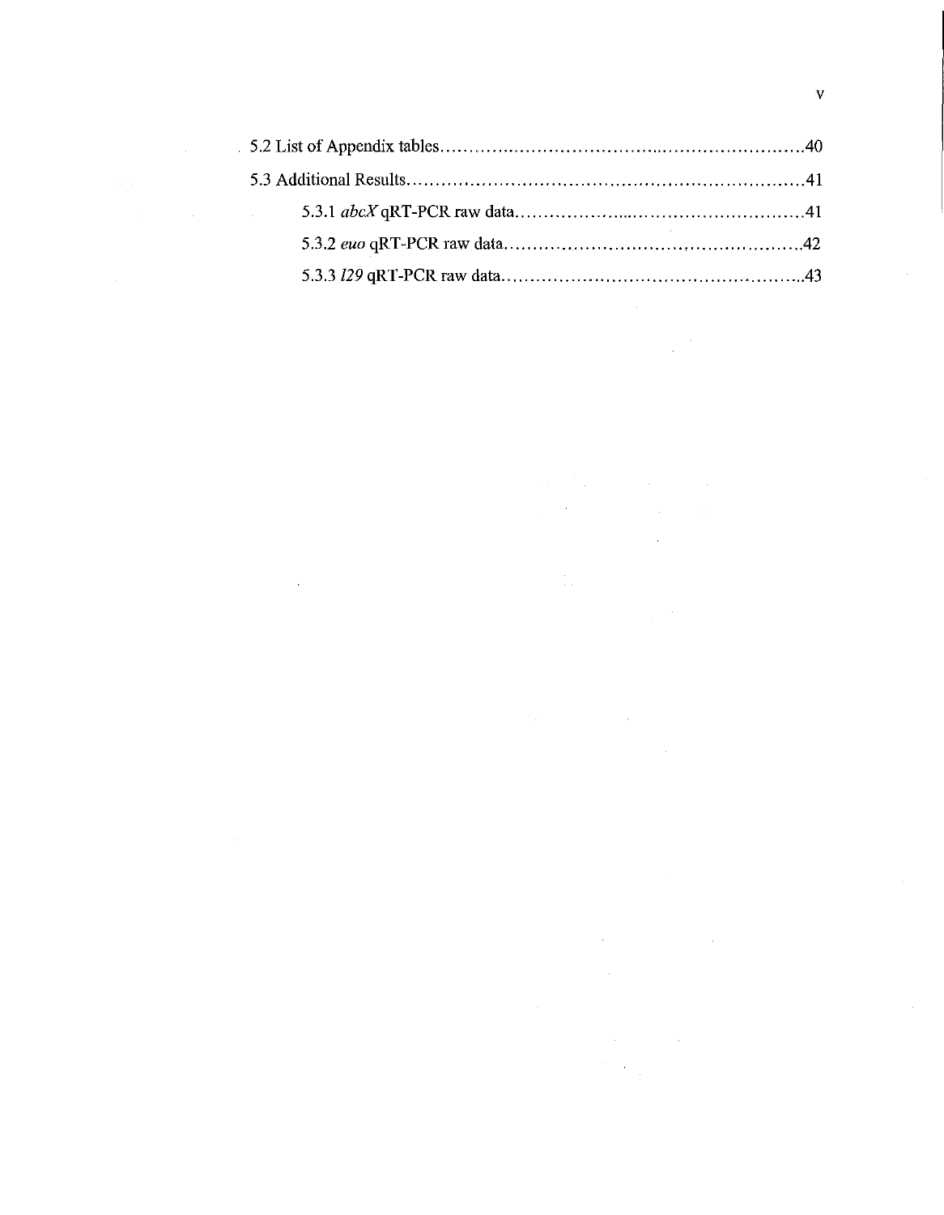5.2 List of Appendix tables..........................................................................40

5.3 Additional Results...............................................................................41

5.3.1 *abcX* qRT-PCR raw data..................................................................41

5.3.2 *euo* qRT-PCR raw data....................................................................42

5.3.3 *l29* qRT-PCR raw data.....................................................................43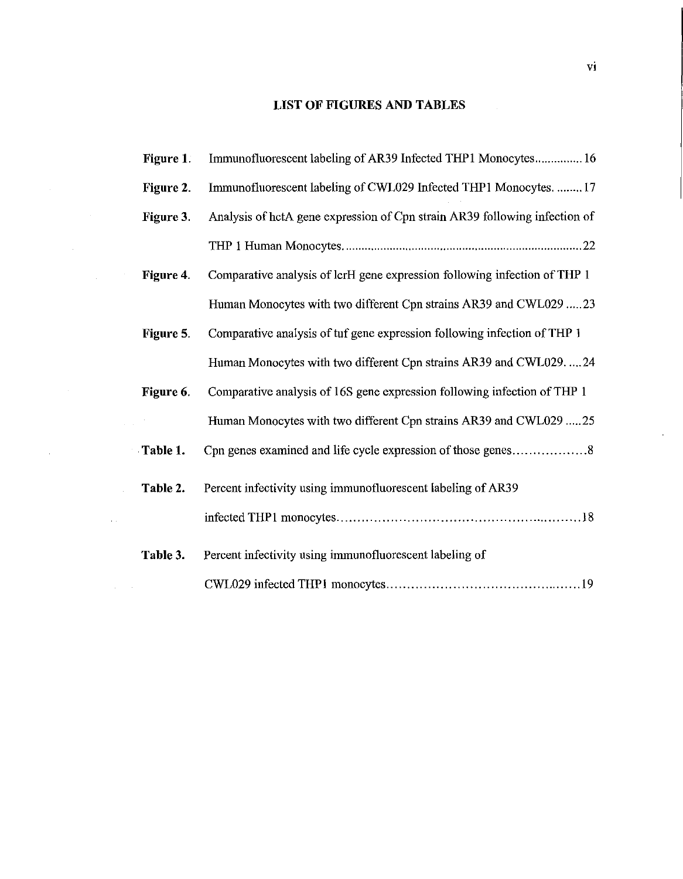# LIST OF FIGURES AND TABLES

| | | |
|---|---|---|
| **Figure 1.** | Immunofluorescent labeling of AR39 Infected THP1 Monocytes | 16 |
| **Figure 2.** | Immunofluorescent labeling of CWL029 Infected THP1 Monocytes. | 17 |
| **Figure 3.** | Analysis of hctA gene expression of Cpn strain AR39 following infection of THP 1 Human Monocytes. | 22 |
| **Figure 4.** | Comparative analysis of lcrH gene expression following infection of THP 1 Human Monocytes with two different Cpn strains AR39 and CWL029 | 23 |
| **Figure 5.** | Comparative analysis of tuf gene expression following infection of THP 1 Human Monocytes with two different Cpn strains AR39 and CWL029. | 24 |
| **Figure 6.** | Comparative analysis of 16S gene expression following infection of THP 1 Human Monocytes with two different Cpn strains AR39 and CWL029 | 25 |
| **Table 1.** | Cpn genes examined and life cycle expression of those genes | 8 |
| **Table 2.** | Percent infectivity using immunofluorescent labeling of AR39 infected THP1 monocytes | 18 |
| **Table 3.** | Percent infectivity using immunofluorescent labeling of CWL029 infected THP1 monocytes | 19 |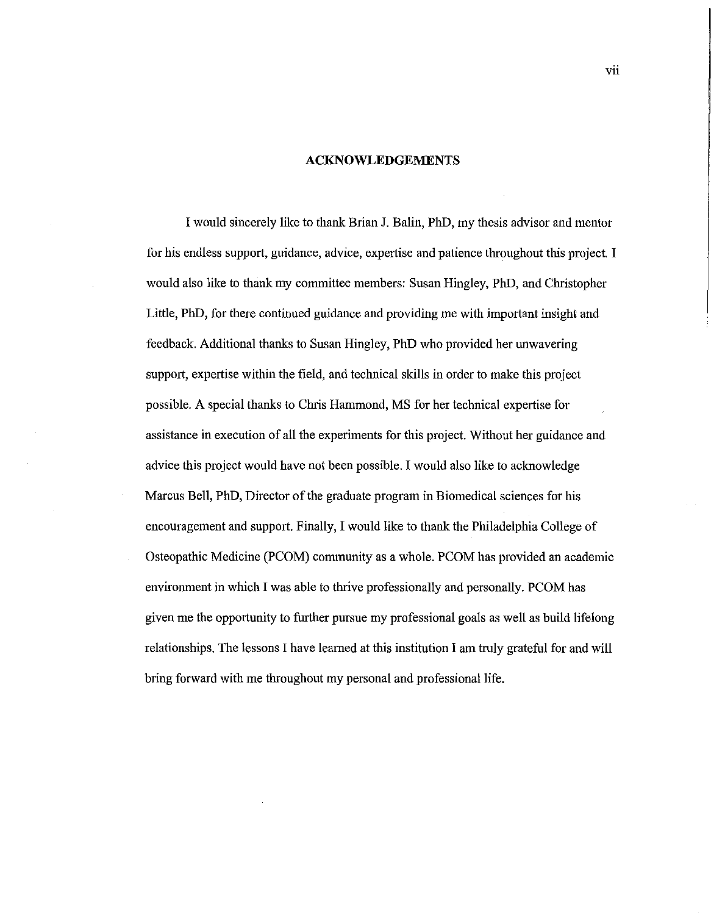## ACKNOWLEDGEMENTS

I would sincerely like to thank Brian J. Balin, PhD, my thesis advisor and mentor for his endless support, guidance, advice, expertise and patience throughout this project. I would also like to thank my committee members: Susan Hingley, PhD, and Christopher Little, PhD, for there continued guidance and providing me with important insight and feedback. Additional thanks to Susan Hingley, PhD who provided her unwavering support, expertise within the field, and technical skills in order to make this project possible. A special thanks to Chris Hammond, MS for her technical expertise for assistance in execution of all the experiments for this project. Without her guidance and advice this project would have not been possible. I would also like to acknowledge Marcus Bell, PhD, Director of the graduate program in Biomedical sciences for his encouragement and support. Finally, I would like to thank the Philadelphia College of Osteopathic Medicine (PCOM) community as a whole. PCOM has provided an academic environment in which I was able to thrive professionally and personally. PCOM has given me the opportunity to further pursue my professional goals as well as build lifelong relationships. The lessons I have learned at this institution I am truly grateful for and will bring forward with me throughout my personal and professional life.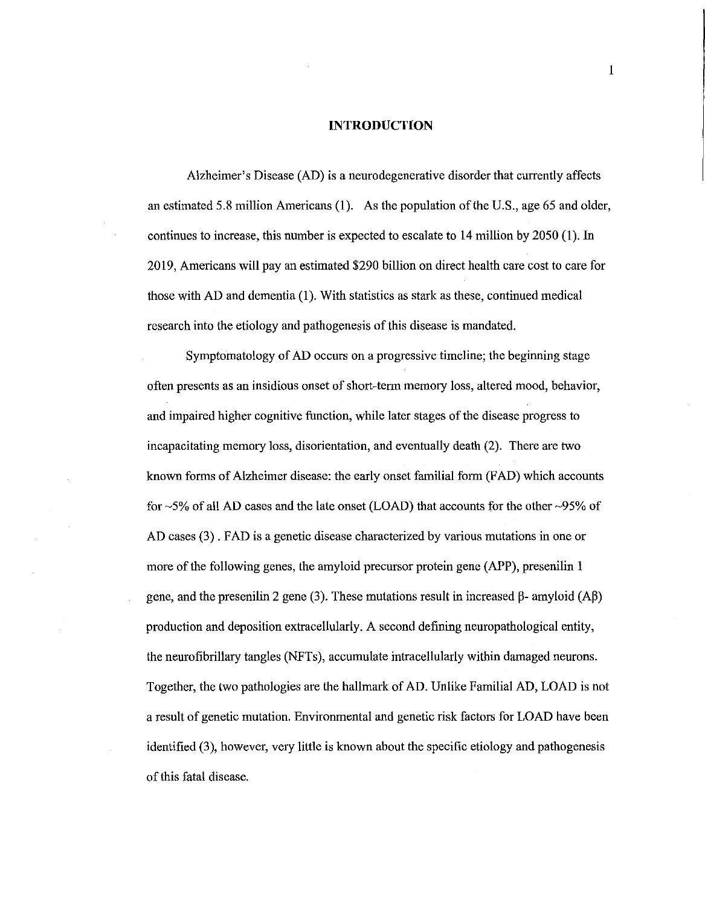# INTRODUCTION

Alzheimer's Disease (AD) is a neurodegenerative disorder that currently affects an estimated 5.8 million Americans (1). As the population of the U.S., age 65 and older, continues to increase, this number is expected to escalate to 14 million by 2050 (1). In 2019, Americans will pay an estimated $290 billion on direct health care cost to care for those with AD and dementia (1). With statistics as stark as these, continued medical research into the etiology and pathogenesis of this disease is mandated.

Symptomatology of AD occurs on a progressive timeline; the beginning stage often presents as an insidious onset of short-term memory loss, altered mood, behavior, and impaired higher cognitive function, while later stages of the disease progress to incapacitating memory loss, disorientation, and eventually death (2). There are two known forms of Alzheimer disease: the early onset familial form (FAD) which accounts for ~5% of all AD cases and the late onset (LOAD) that accounts for the other ~95% of AD cases (3) . FAD is a genetic disease characterized by various mutations in one or more of the following genes, the amyloid precursor protein gene (APP), presenilin 1 gene, and the presenilin 2 gene (3). These mutations result in increased β- amyloid (Aβ) production and deposition extracellularly. A second defining neuropathological entity, the neurofibrillary tangles (NFTs), accumulate intracellularly within damaged neurons. Together, the two pathologies are the hallmark of AD. Unlike Familial AD, LOAD is not a result of genetic mutation. Environmental and genetic risk factors for LOAD have been identified (3), however, very little is known about the specific etiology and pathogenesis of this fatal disease.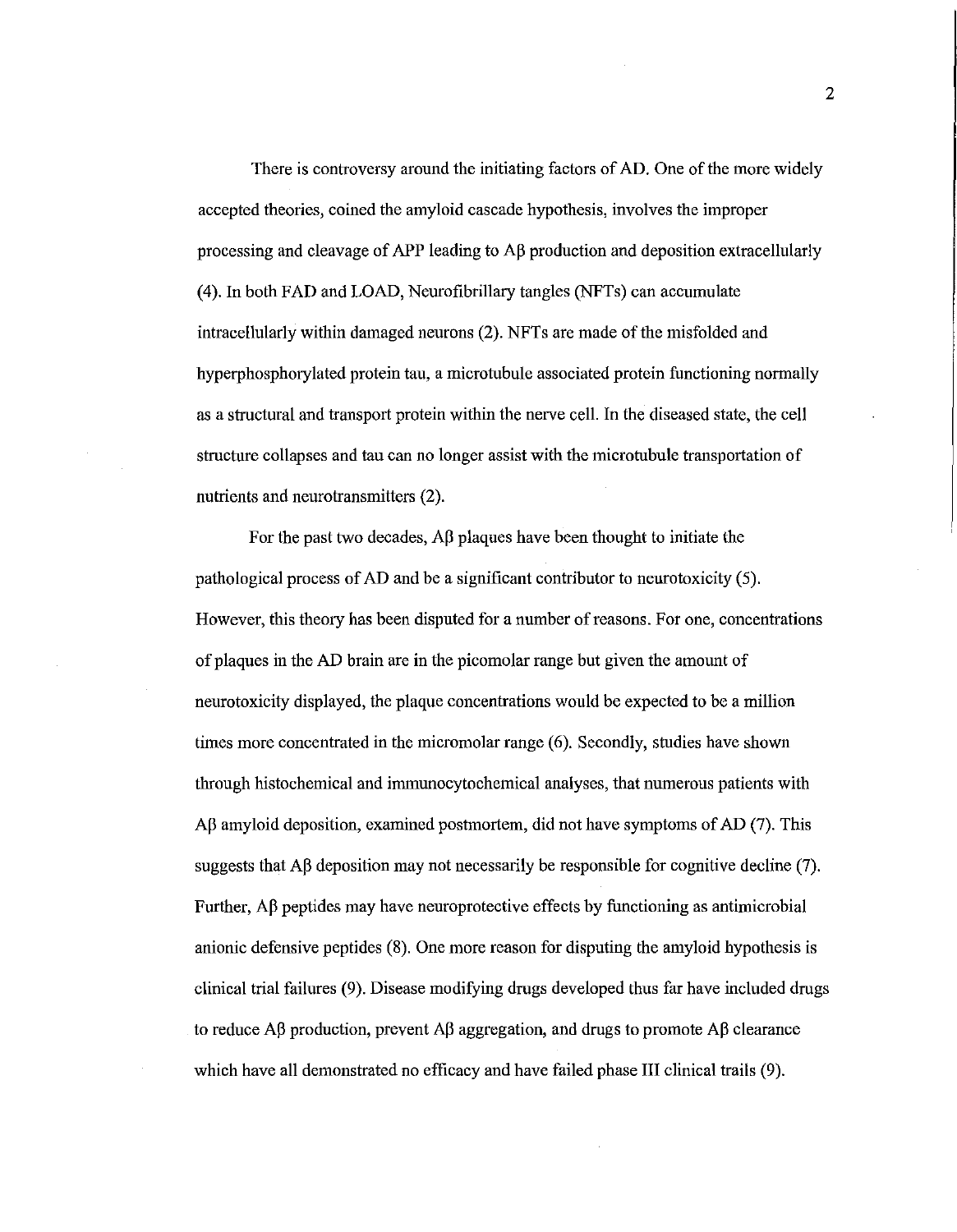There is controversy around the initiating factors of AD. One of the more widely accepted theories, coined the amyloid cascade hypothesis, involves the improper processing and cleavage of APP leading to Aβ production and deposition extracellularly (4). In both FAD and LOAD, Neurofibrillary tangles (NFTs) can accumulate intracellularly within damaged neurons (2). NFTs are made of the misfolded and hyperphosphorylated protein tau, a microtubule associated protein functioning normally as a structural and transport protein within the nerve cell. In the diseased state, the cell structure collapses and tau can no longer assist with the microtubule transportation of nutrients and neurotransmitters (2).

For the past two decades, Aβ plaques have been thought to initiate the pathological process of AD and be a significant contributor to neurotoxicity (5). However, this theory has been disputed for a number of reasons. For one, concentrations of plaques in the AD brain are in the picomolar range but given the amount of neurotoxicity displayed, the plaque concentrations would be expected to be a million times more concentrated in the micromolar range (6). Secondly, studies have shown through histochemical and immunocytochemical analyses, that numerous patients with Aβ amyloid deposition, examined postmortem, did not have symptoms of AD (7). This suggests that Aβ deposition may not necessarily be responsible for cognitive decline (7). Further, Aβ peptides may have neuroprotective effects by functioning as antimicrobial anionic defensive peptides (8). One more reason for disputing the amyloid hypothesis is clinical trial failures (9). Disease modifying drugs developed thus far have included drugs to reduce Aβ production, prevent Aβ aggregation, and drugs to promote Aβ clearance which have all demonstrated no efficacy and have failed phase III clinical trails (9).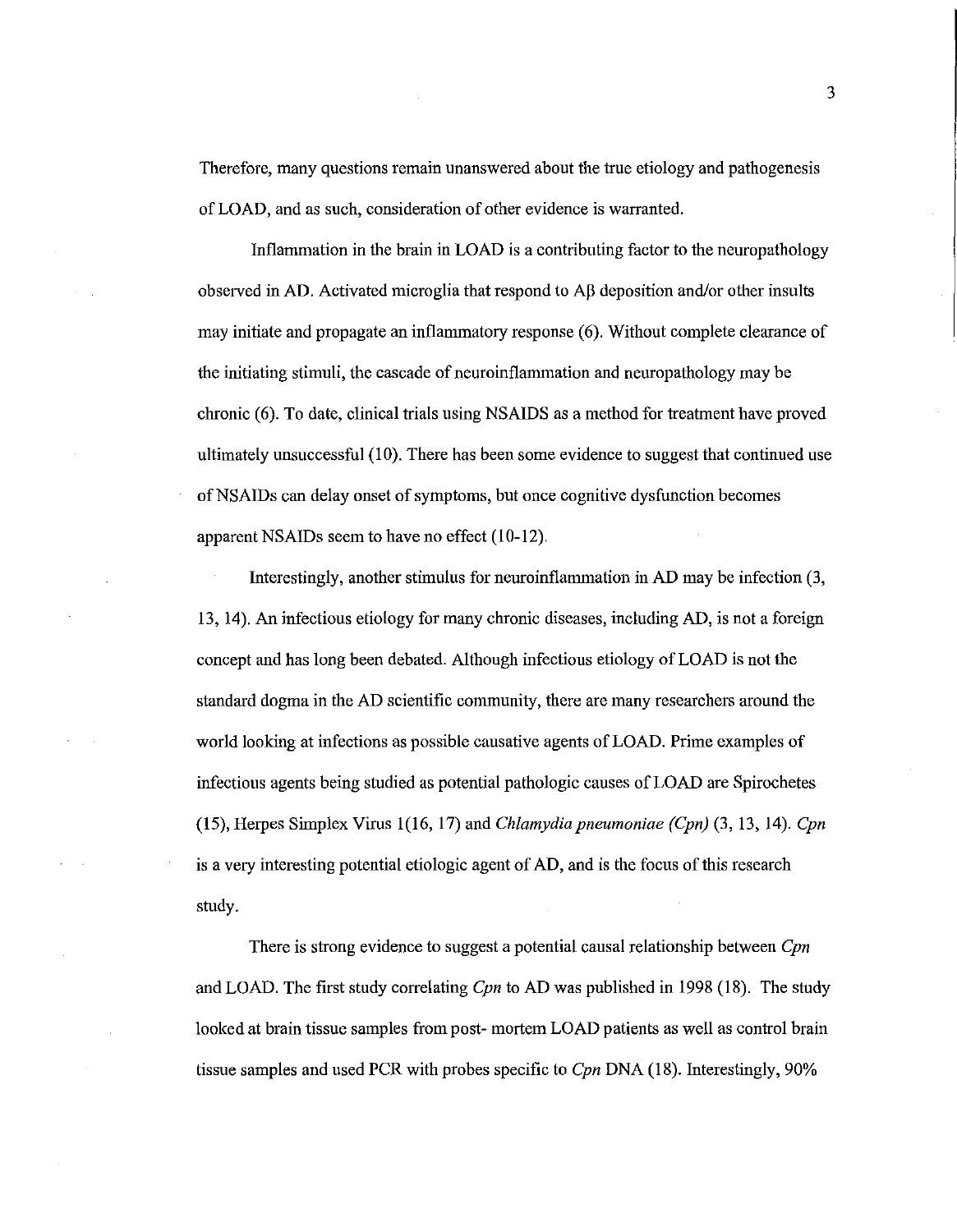Therefore, many questions remain unanswered about the true etiology and pathogenesis of LOAD, and as such, consideration of other evidence is warranted.

Inflammation in the brain in LOAD is a contributing factor to the neuropathology observed in AD. Activated microglia that respond to Aβ deposition and/or other insults may initiate and propagate an inflammatory response (6). Without complete clearance of the initiating stimuli, the cascade of neuroinflammation and neuropathology may be chronic (6). To date, clinical trials using NSAIDS as a method for treatment have proved ultimately unsuccessful (10). There has been some evidence to suggest that continued use of NSAIDs can delay onset of symptoms, but once cognitive dysfunction becomes apparent NSAIDs seem to have no effect (10-12).

Interestingly, another stimulus for neuroinflammation in AD may be infection (3, 13, 14). An infectious etiology for many chronic diseases, including AD, is not a foreign concept and has long been debated. Although infectious etiology of LOAD is not the standard dogma in the AD scientific community, there are many researchers around the world looking at infections as possible causative agents of LOAD. Prime examples of infectious agents being studied as potential pathologic causes of LOAD are Spirochetes (15), Herpes Simplex Virus 1(16, 17) and *Chlamydia pneumoniae (Cpn)* (3, 13, 14). *Cpn* is a very interesting potential etiologic agent of AD, and is the focus of this research study.

There is strong evidence to suggest a potential causal relationship between *Cpn* and LOAD. The first study correlating *Cpn* to AD was published in 1998 (18). The study looked at brain tissue samples from post- mortem LOAD patients as well as control brain tissue samples and used PCR with probes specific to *Cpn* DNA (18). Interestingly, 90%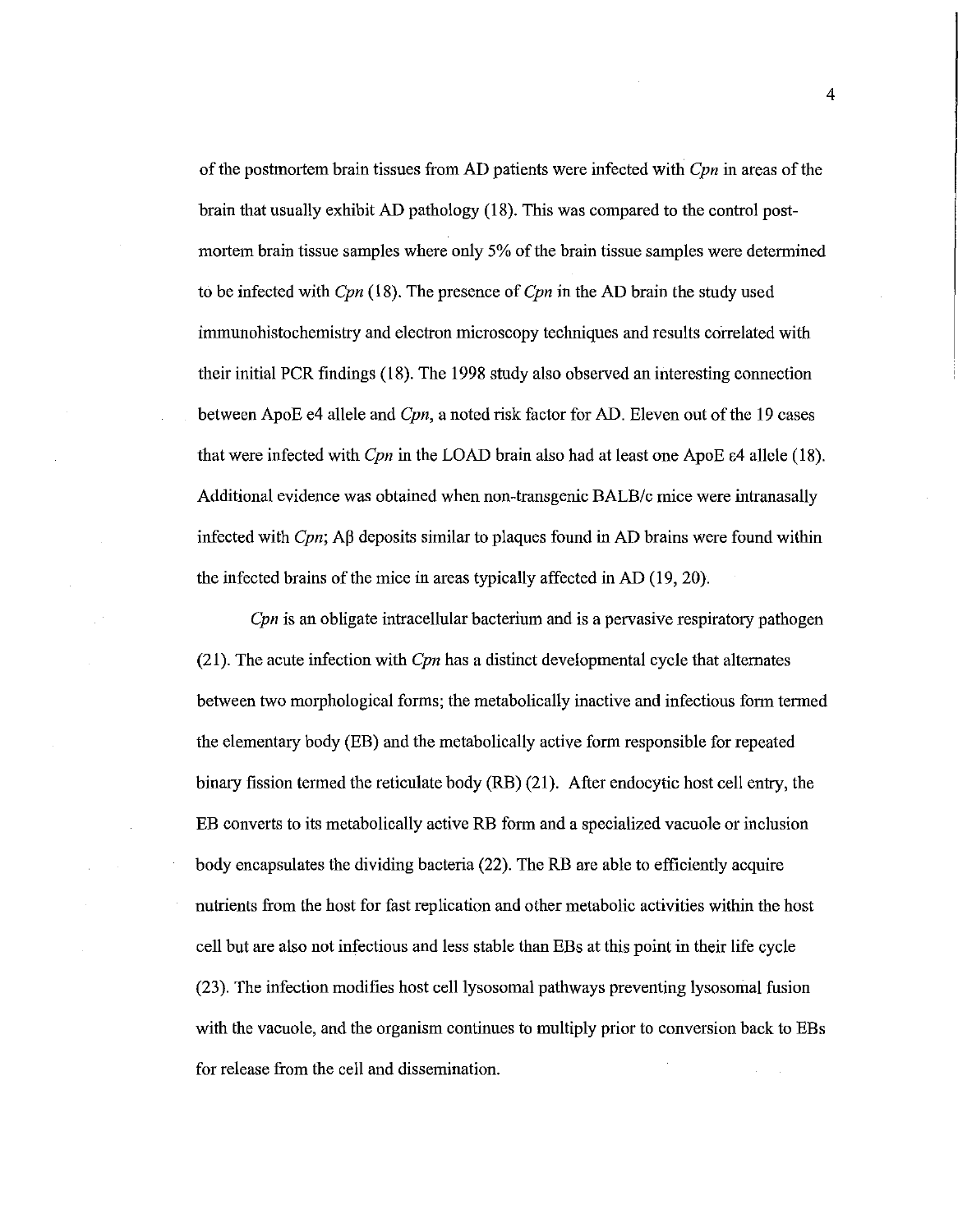of the postmortem brain tissues from AD patients were infected with *Cpn* in areas of the brain that usually exhibit AD pathology (18). This was compared to the control post-mortem brain tissue samples where only 5% of the brain tissue samples were determined to be infected with *Cpn* (18). The presence of *Cpn* in the AD brain the study used immunohistochemistry and electron microscopy techniques and results correlated with their initial PCR findings (18). The 1998 study also observed an interesting connection between ApoE e4 allele and *Cpn*, a noted risk factor for AD. Eleven out of the 19 cases that were infected with *Cpn* in the LOAD brain also had at least one ApoE ε4 allele (18). Additional evidence was obtained when non-transgenic BALB/c mice were intranasally infected with *Cpn*; Aβ deposits similar to plaques found in AD brains were found within the infected brains of the mice in areas typically affected in AD (19, 20).

*Cpn* is an obligate intracellular bacterium and is a pervasive respiratory pathogen (21). The acute infection with *Cpn* has a distinct developmental cycle that alternates between two morphological forms; the metabolically inactive and infectious form termed the elementary body (EB) and the metabolically active form responsible for repeated binary fission termed the reticulate body (RB) (21). After endocytic host cell entry, the EB converts to its metabolically active RB form and a specialized vacuole or inclusion body encapsulates the dividing bacteria (22). The RB are able to efficiently acquire nutrients from the host for fast replication and other metabolic activities within the host cell but are also not infectious and less stable than EBs at this point in their life cycle (23). The infection modifies host cell lysosomal pathways preventing lysosomal fusion with the vacuole, and the organism continues to multiply prior to conversion back to EBs for release from the cell and dissemination.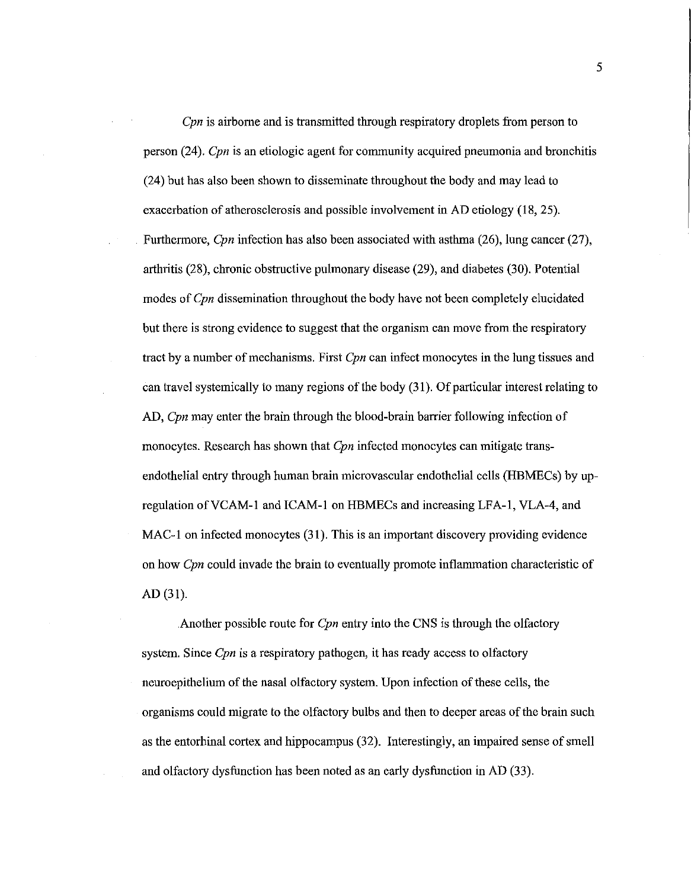*Cpn* is airborne and is transmitted through respiratory droplets from person to person (24). *Cpn* is an etiologic agent for community acquired pneumonia and bronchitis (24) but has also been shown to disseminate throughout the body and may lead to exacerbation of atherosclerosis and possible involvement in AD etiology (18, 25). Furthermore, *Cpn* infection has also been associated with asthma (26), lung cancer (27), arthritis (28), chronic obstructive pulmonary disease (29), and diabetes (30). Potential modes of *Cpn* dissemination throughout the body have not been completely elucidated but there is strong evidence to suggest that the organism can move from the respiratory tract by a number of mechanisms. First *Cpn* can infect monocytes in the lung tissues and can travel systemically to many regions of the body (31). Of particular interest relating to AD, *Cpn* may enter the brain through the blood-brain barrier following infection of monocytes. Research has shown that *Cpn* infected monocytes can mitigate trans-endothelial entry through human brain microvascular endothelial cells (HBMECs) by up-regulation of VCAM-1 and ICAM-1 on HBMECs and increasing LFA-1, VLA-4, and MAC-1 on infected monocytes (31). This is an important discovery providing evidence on how *Cpn* could invade the brain to eventually promote inflammation characteristic of AD (31).

Another possible route for *Cpn* entry into the CNS is through the olfactory system. Since *Cpn* is a respiratory pathogen, it has ready access to olfactory neuroepithelium of the nasal olfactory system. Upon infection of these cells, the organisms could migrate to the olfactory bulbs and then to deeper areas of the brain such as the entorhinal cortex and hippocampus (32). Interestingly, an impaired sense of smell and olfactory dysfunction has been noted as an early dysfunction in AD (33).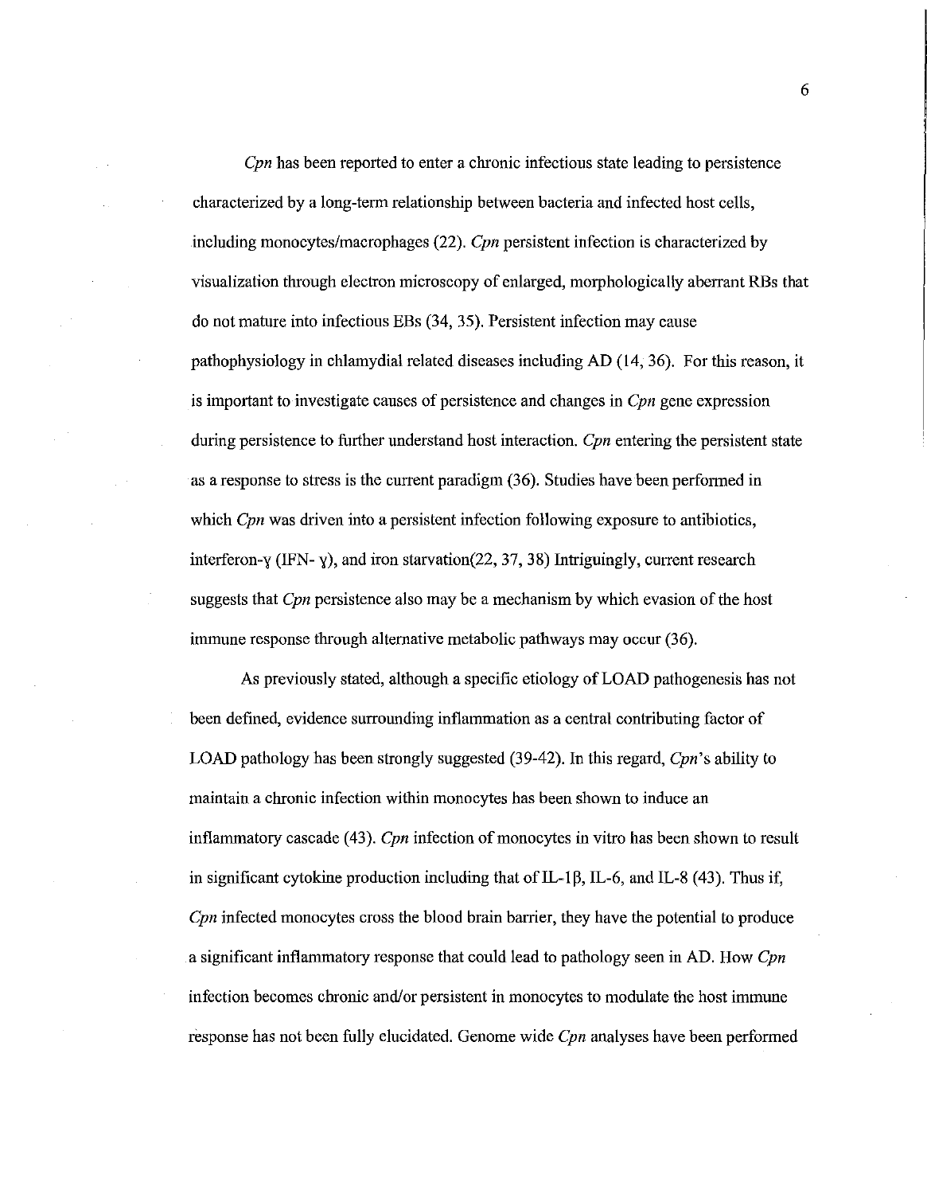*Cpn* has been reported to enter a chronic infectious state leading to persistence characterized by a long-term relationship between bacteria and infected host cells, including monocytes/macrophages (22). *Cpn* persistent infection is characterized by visualization through electron microscopy of enlarged, morphologically aberrant RBs that do not mature into infectious EBs (34, 35). Persistent infection may cause pathophysiology in chlamydial related diseases including AD (14, 36). For this reason, it is important to investigate causes of persistence and changes in *Cpn* gene expression during persistence to further understand host interaction. *Cpn* entering the persistent state as a response to stress is the current paradigm (36). Studies have been performed in which *Cpn* was driven into a persistent infection following exposure to antibiotics, interferon-ɣ (IFN- ɣ), and iron starvation(22, 37, 38) Intriguingly, current research suggests that *Cpn* persistence also may be a mechanism by which evasion of the host immune response through alternative metabolic pathways may occur (36).

As previously stated, although a specific etiology of LOAD pathogenesis has not been defined, evidence surrounding inflammation as a central contributing factor of LOAD pathology has been strongly suggested (39-42). In this regard, *Cpn*'s ability to maintain a chronic infection within monocytes has been shown to induce an inflammatory cascade (43). *Cpn* infection of monocytes in vitro has been shown to result in significant cytokine production including that of IL-1β, IL-6, and IL-8 (43). Thus if, *Cpn* infected monocytes cross the blood brain barrier, they have the potential to produce a significant inflammatory response that could lead to pathology seen in AD. How *Cpn* infection becomes chronic and/or persistent in monocytes to modulate the host immune response has not been fully elucidated. Genome wide *Cpn* analyses have been performed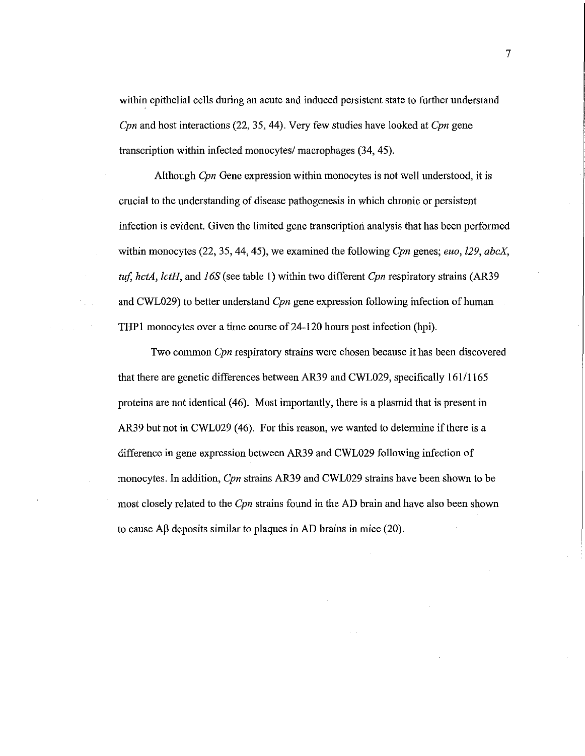within epithelial cells during an acute and induced persistent state to further understand *Cpn* and host interactions (22, 35, 44). Very few studies have looked at *Cpn* gene transcription within infected monocytes/ macrophages (34, 45).

Although *Cpn* Gene expression within monocytes is not well understood, it is crucial to the understanding of disease pathogenesis in which chronic or persistent infection is evident. Given the limited gene transcription analysis that has been performed within monocytes (22, 35, 44, 45), we examined the following *Cpn* genes; *euo, l29, abcX, tuf, hctA, lctH,* and *16S* (see table 1) within two different *Cpn* respiratory strains (AR39 and CWL029) to better understand *Cpn* gene expression following infection of human THP1 monocytes over a time course of 24-120 hours post infection (hpi).

Two common *Cpn* respiratory strains were chosen because it has been discovered that there are genetic differences between AR39 and CWL029, specifically 161/1165 proteins are not identical (46). Most importantly, there is a plasmid that is present in AR39 but not in CWL029 (46). For this reason, we wanted to determine if there is a difference in gene expression between AR39 and CWL029 following infection of monocytes. In addition, *Cpn* strains AR39 and CWL029 strains have been shown to be most closely related to the *Cpn* strains found in the AD brain and have also been shown to cause Aβ deposits similar to plaques in AD brains in mice (20).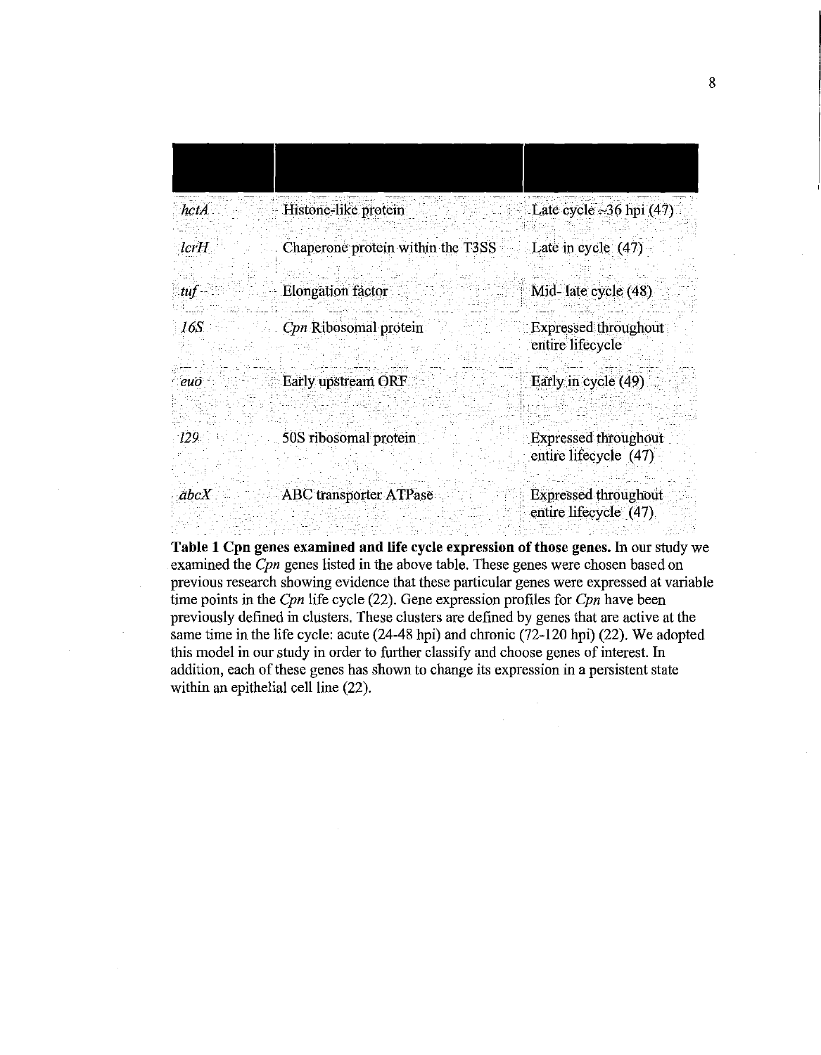| | | |
|---|---|---|
| *hctA* | Histone-like protein | Late cycle ~36 hpi (47) |
| *lcrH* | Chaperone protein within the T3SS | Late in cycle (47) |
| *tuf* | Elongation factor | Mid- late cycle (48) |
| *16S* | *Cpn* Ribosomal protein | Expressed throughout entire lifecycle |
| *euo* | Early upstream ORF | Early in cycle (49) |
| *l29* | 50S ribosomal protein | Expressed throughout entire lifecycle (47) |
| *abcX* | ABC transporter ATPase | Expressed throughout entire lifecycle (47) |

**Table 1 Cpn genes examined and life cycle expression of those genes.** In our study we examined the *Cpn* genes listed in the above table. These genes were chosen based on previous research showing evidence that these particular genes were expressed at variable time points in the *Cpn* life cycle (22). Gene expression profiles for *Cpn* have been previously defined in clusters. These clusters are defined by genes that are active at the same time in the life cycle: acute (24-48 hpi) and chronic (72-120 hpi) (22). We adopted this model in our study in order to further classify and choose genes of interest. In addition, each of these genes has shown to change its expression in a persistent state within an epithelial cell line (22).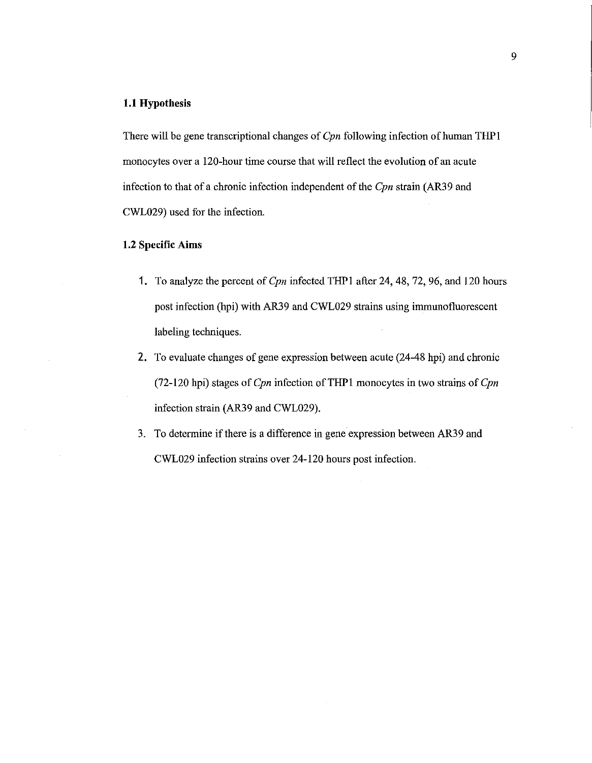### 1.1 Hypothesis

There will be gene transcriptional changes of *Cpn* following infection of human THP1 monocytes over a 120-hour time course that will reflect the evolution of an acute infection to that of a chronic infection independent of the *Cpn* strain (AR39 and CWL029) used for the infection.

### 1.2 Specific Aims

1. To analyze the percent of *Cpn* infected THP1 after 24, 48, 72, 96, and 120 hours post infection (hpi) with AR39 and CWL029 strains using immunofluorescent labeling techniques.
2. To evaluate changes of gene expression between acute (24-48 hpi) and chronic (72-120 hpi) stages of *Cpn* infection of THP1 monocytes in two strains of *Cpn* infection strain (AR39 and CWL029).
3. To determine if there is a difference in gene expression between AR39 and CWL029 infection strains over 24-120 hours post infection.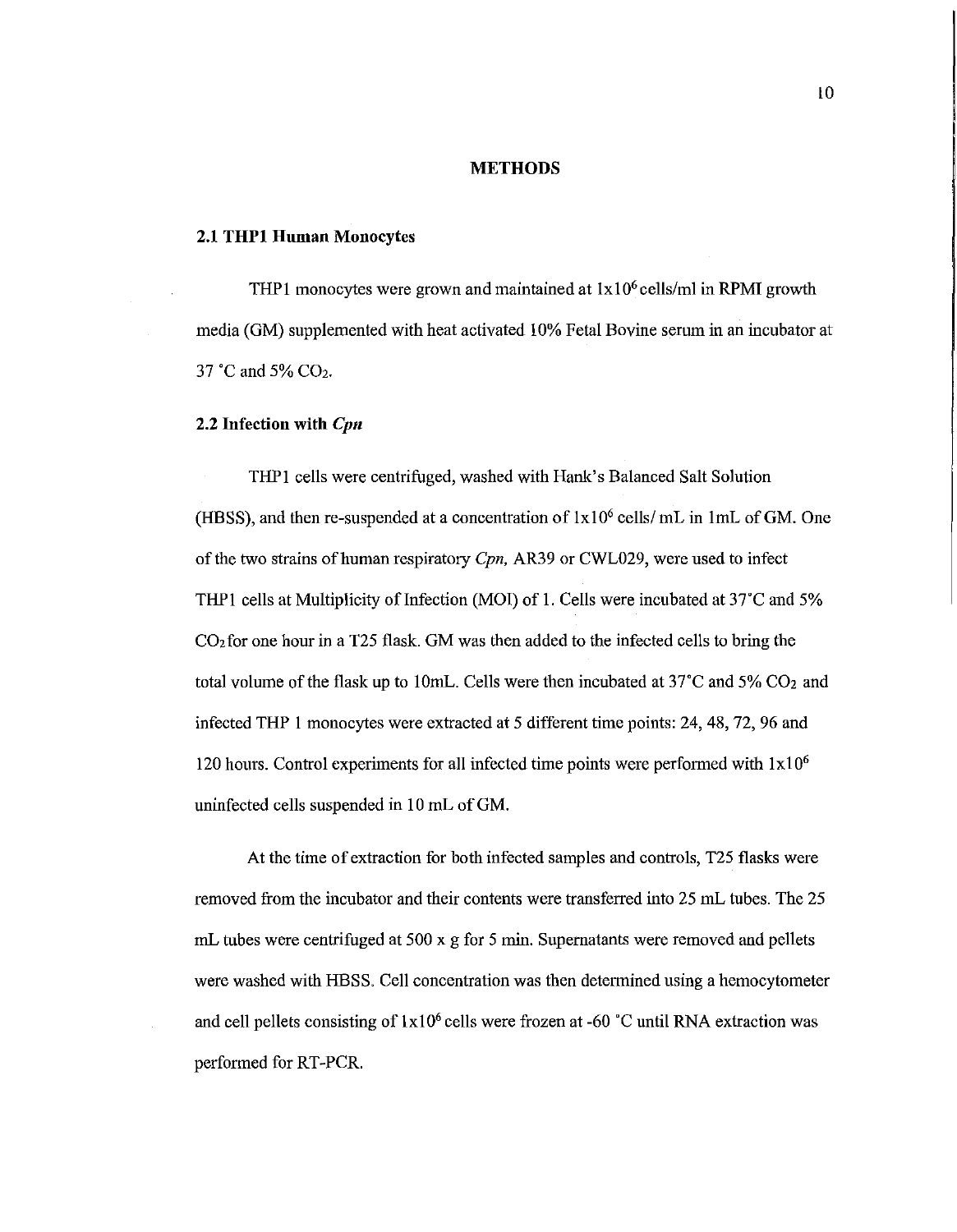# METHODS

## 2.1 THP1 Human Monocytes

THP1 monocytes were grown and maintained at $1x10^6$ cells/ml in RPMI growth media (GM) supplemented with heat activated 10% Fetal Bovine serum in an incubator at 37 °C and 5% $CO_2$.

## 2.2 Infection with *Cpn*

THP1 cells were centrifuged, washed with Hank's Balanced Salt Solution (HBSS), and then re-suspended at a concentration of $1x10^6$ cells/ mL in 1mL of GM. One of the two strains of human respiratory *Cpn*, AR39 or CWL029, were used to infect THP1 cells at Multiplicity of Infection (MOI) of 1. Cells were incubated at 37°C and 5% $CO_2$ for one hour in a T25 flask. GM was then added to the infected cells to bring the total volume of the flask up to 10mL. Cells were then incubated at 37°C and 5% $CO_2$ and infected THP 1 monocytes were extracted at 5 different time points: 24, 48, 72, 96 and 120 hours. Control experiments for all infected time points were performed with $1x10^6$ uninfected cells suspended in 10 mL of GM.

At the time of extraction for both infected samples and controls, T25 flasks were removed from the incubator and their contents were transferred into 25 mL tubes. The 25 mL tubes were centrifuged at 500 x g for 5 min. Supernatants were removed and pellets were washed with HBSS. Cell concentration was then determined using a hemocytometer and cell pellets consisting of $1x10^6$ cells were frozen at -60 °C until RNA extraction was performed for RT-PCR.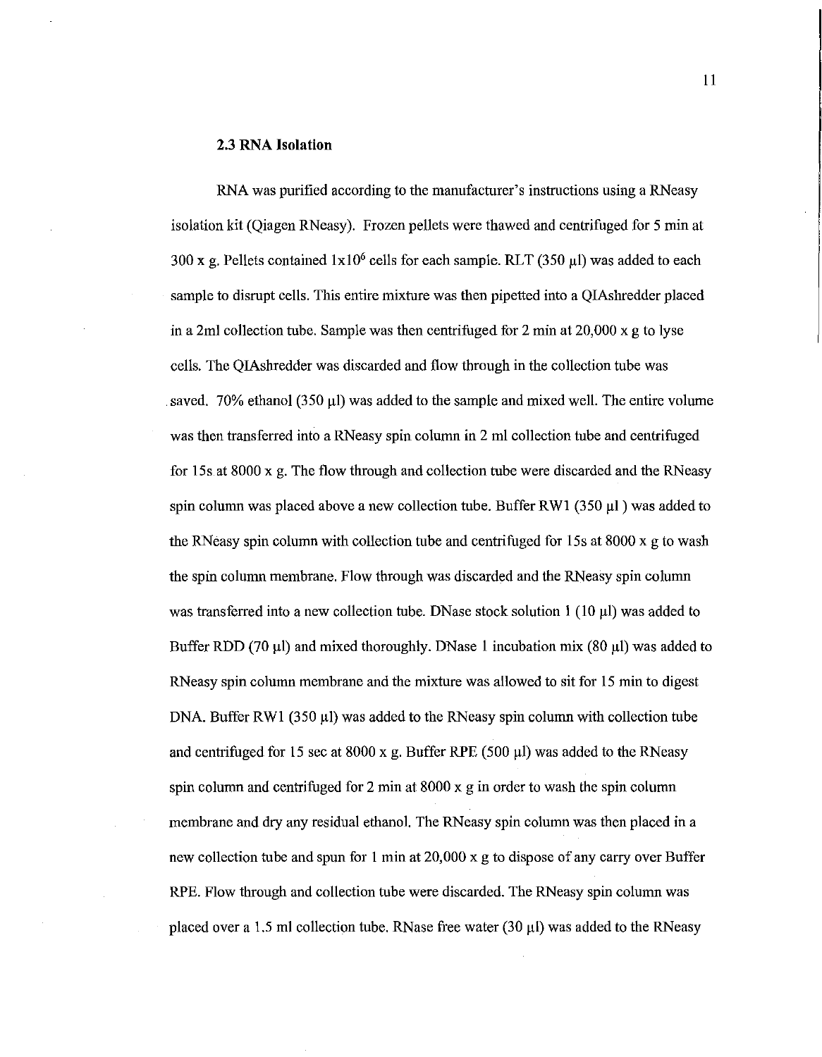### 2.3 RNA Isolation

RNA was purified according to the manufacturer's instructions using a RNeasy isolation kit (Qiagen RNeasy). Frozen pellets were thawed and centrifuged for 5 min at 300 x g. Pellets contained $1 \times 10^6$ cells for each sample. RLT (350 μl) was added to each sample to disrupt cells. This entire mixture was then pipetted into a QIAshredder placed in a 2ml collection tube. Sample was then centrifuged for 2 min at 20,000 x g to lyse cells. The QIAshredder was discarded and flow through in the collection tube was saved. 70% ethanol (350 μl) was added to the sample and mixed well. The entire volume was then transferred into a RNeasy spin column in 2 ml collection tube and centrifuged for 15s at 8000 x g. The flow through and collection tube were discarded and the RNeasy spin column was placed above a new collection tube. Buffer RW1 (350 μl ) was added to the RNeasy spin column with collection tube and centrifuged for 15s at 8000 x g to wash the spin column membrane. Flow through was discarded and the RNeasy spin column was transferred into a new collection tube. DNase stock solution 1 (10 μl) was added to Buffer RDD (70 μl) and mixed thoroughly. DNase 1 incubation mix (80 μl) was added to RNeasy spin column membrane and the mixture was allowed to sit for 15 min to digest DNA. Buffer RW1 (350 μl) was added to the RNeasy spin column with collection tube and centrifuged for 15 sec at 8000 x g. Buffer RPE (500 μl) was added to the RNeasy spin column and centrifuged for 2 min at 8000 x g in order to wash the spin column membrane and dry any residual ethanol. The RNeasy spin column was then placed in a new collection tube and spun for 1 min at 20,000 x g to dispose of any carry over Buffer RPE. Flow through and collection tube were discarded. The RNeasy spin column was placed over a 1.5 ml collection tube. RNase free water (30 μl) was added to the RNeasy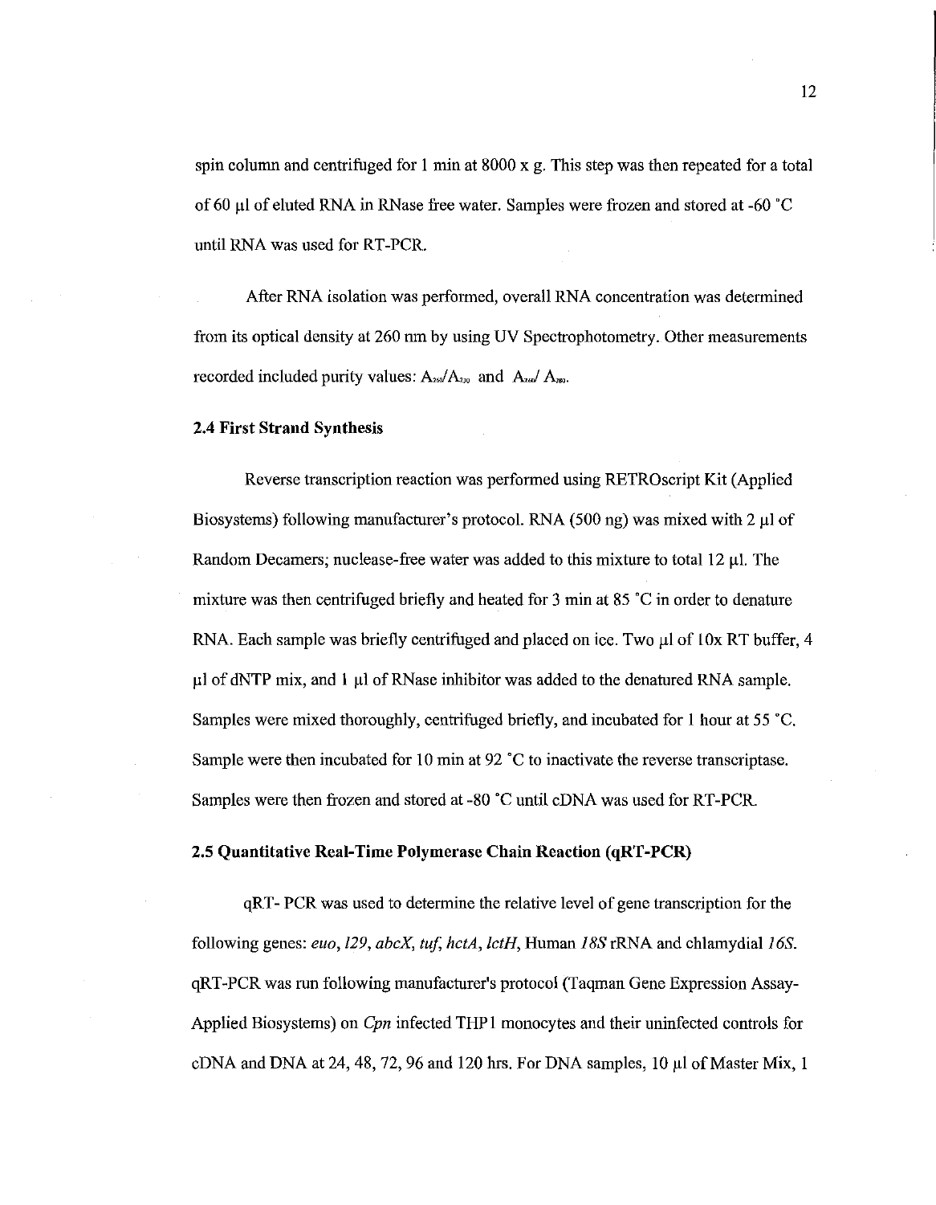spin column and centrifuged for 1 min at 8000 x g. This step was then repeated for a total of 60 µl of eluted RNA in RNase free water. Samples were frozen and stored at -60 °C until RNA was used for RT-PCR.

After RNA isolation was performed, overall RNA concentration was determined from its optical density at 260 nm by using UV Spectrophotometry. Other measurements recorded included purity values: $A_{260}/A_{230}$ and $A_{260}/A_{280}$.

### 2.4 First Strand Synthesis

Reverse transcription reaction was performed using RETROscript Kit (Applied Biosystems) following manufacturer's protocol. RNA (500 ng) was mixed with 2 µl of Random Decamers; nuclease-free water was added to this mixture to total 12 µl. The mixture was then centrifuged briefly and heated for 3 min at 85 °C in order to denature RNA. Each sample was briefly centrifuged and placed on ice. Two µl of 10x RT buffer, 4 µl of dNTP mix, and 1 µl of RNase inhibitor was added to the denatured RNA sample. Samples were mixed thoroughly, centrifuged briefly, and incubated for 1 hour at 55 °C. Sample were then incubated for 10 min at 92 °C to inactivate the reverse transcriptase. Samples were then frozen and stored at -80 °C until cDNA was used for RT-PCR.

### 2.5 Quantitative Real-Time Polymerase Chain Reaction (qRT-PCR)

qRT- PCR was used to determine the relative level of gene transcription for the following genes: *euo*, *l29*, *abcX*, *tuf*, *hctA*, *lctH*, Human *18S* rRNA and chlamydial *16S*. qRT-PCR was run following manufacturer's protocol (Taqman Gene Expression Assay- Applied Biosystems) on *Cpn* infected THP1 monocytes and their uninfected controls for cDNA and DNA at 24, 48, 72, 96 and 120 hrs. For DNA samples, 10 µl of Master Mix, 1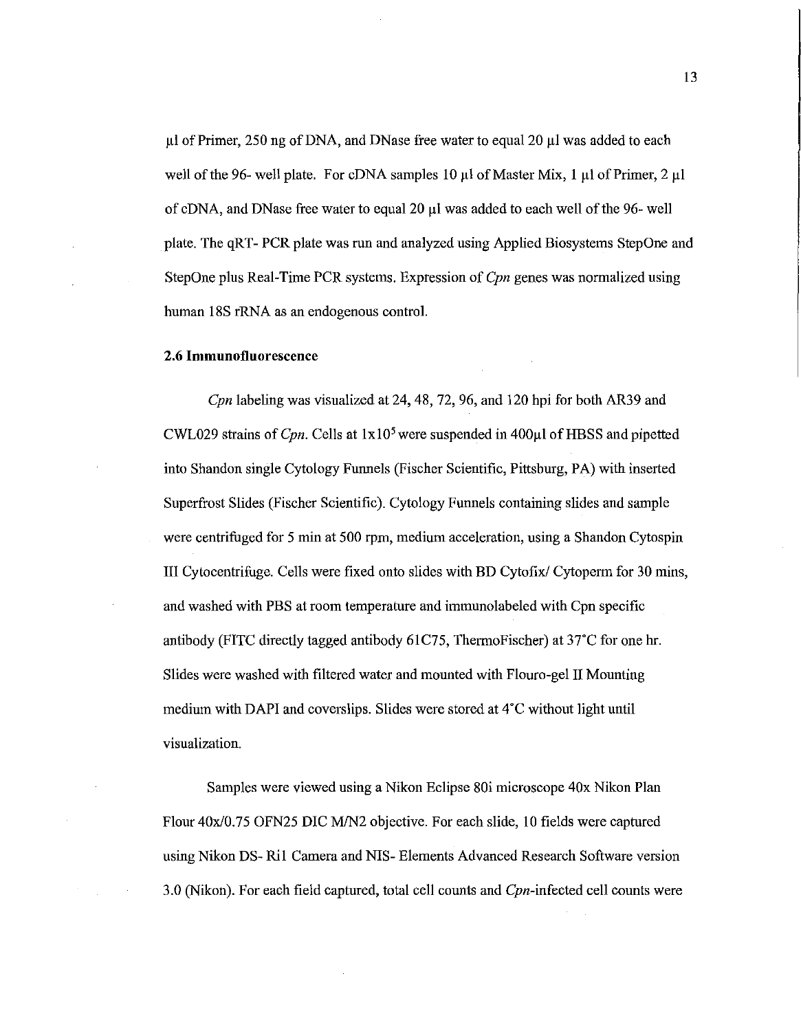µl of Primer, 250 ng of DNA, and DNase free water to equal 20 µl was added to each well of the 96- well plate. For cDNA samples 10 µl of Master Mix, 1 µl of Primer, 2 µl of cDNA, and DNase free water to equal 20 µl was added to each well of the 96- well plate. The qRT- PCR plate was run and analyzed using Applied Biosystems StepOne and StepOne plus Real-Time PCR systems. Expression of *Cpn* genes was normalized using human 18S rRNA as an endogenous control.

### 2.6 Immunofluorescence

*Cpn* labeling was visualized at 24, 48, 72, 96, and 120 hpi for both AR39 and CWL029 strains of *Cpn*. Cells at $1\text{x}10^5$ were suspended in 400µl of HBSS and pipetted into Shandon single Cytology Funnels (Fischer Scientific, Pittsburg, PA) with inserted Superfrost Slides (Fischer Scientific). Cytology Funnels containing slides and sample were centrifuged for 5 min at 500 rpm, medium acceleration, using a Shandon Cytospin III Cytocentrifuge. Cells were fixed onto slides with BD Cytofix/ Cytoperm for 30 mins, and washed with PBS at room temperature and immunolabeled with Cpn specific antibody (FITC directly tagged antibody 61C75, ThermoFischer) at 37°C for one hr. Slides were washed with filtered water and mounted with Flouro-gel II Mounting medium with DAPI and coverslips. Slides were stored at 4°C without light until visualization.

Samples were viewed using a Nikon Eclipse 80i microscope 40x Nikon Plan Flour 40x/0.75 OFN25 DIC M/N2 objective. For each slide, 10 fields were captured using Nikon DS- Ri1 Camera and NIS- Elements Advanced Research Software version 3.0 (Nikon). For each field captured, total cell counts and *Cpn*-infected cell counts were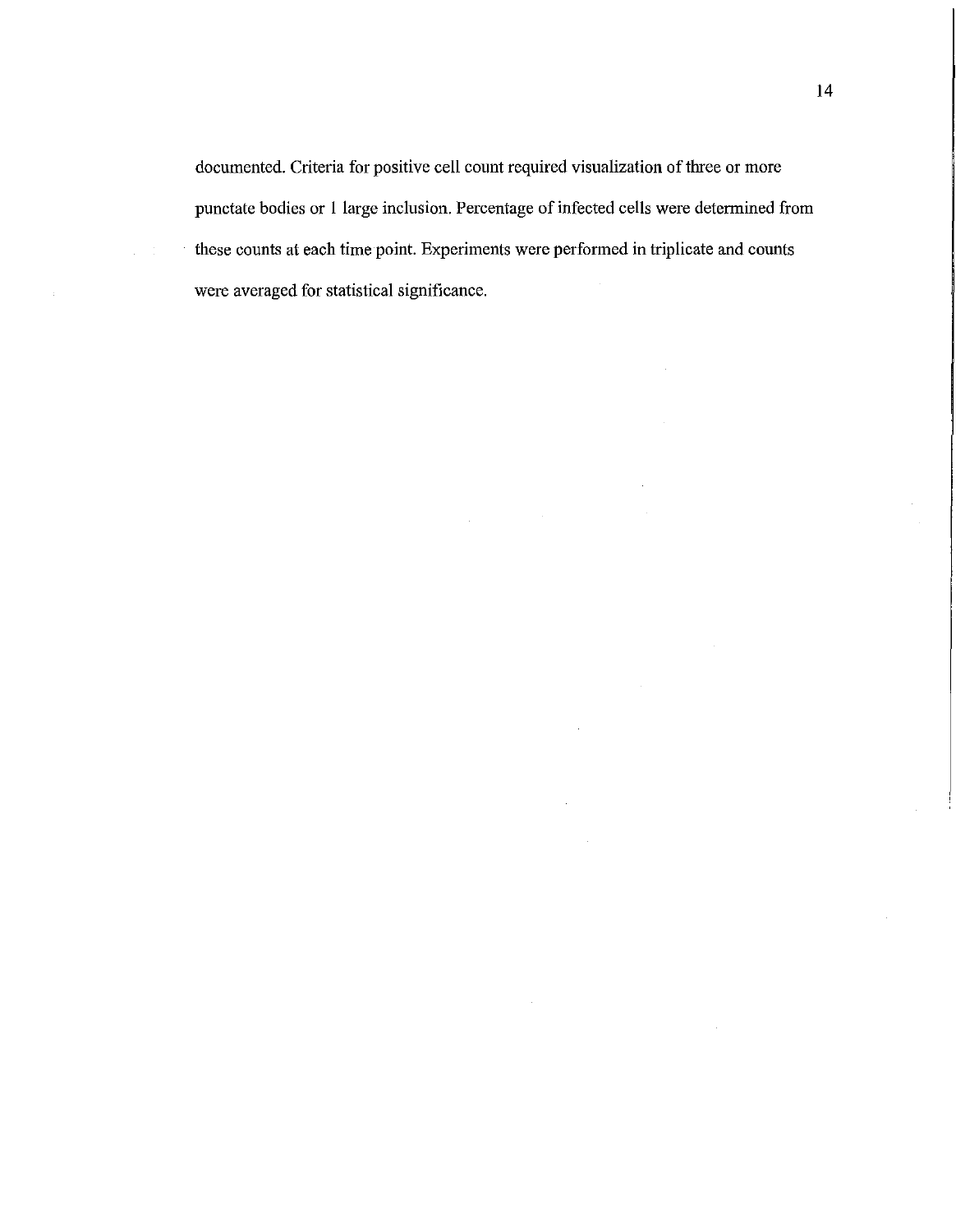documented. Criteria for positive cell count required visualization of three or more punctate bodies or 1 large inclusion. Percentage of infected cells were determined from these counts at each time point. Experiments were performed in triplicate and counts were averaged for statistical significance.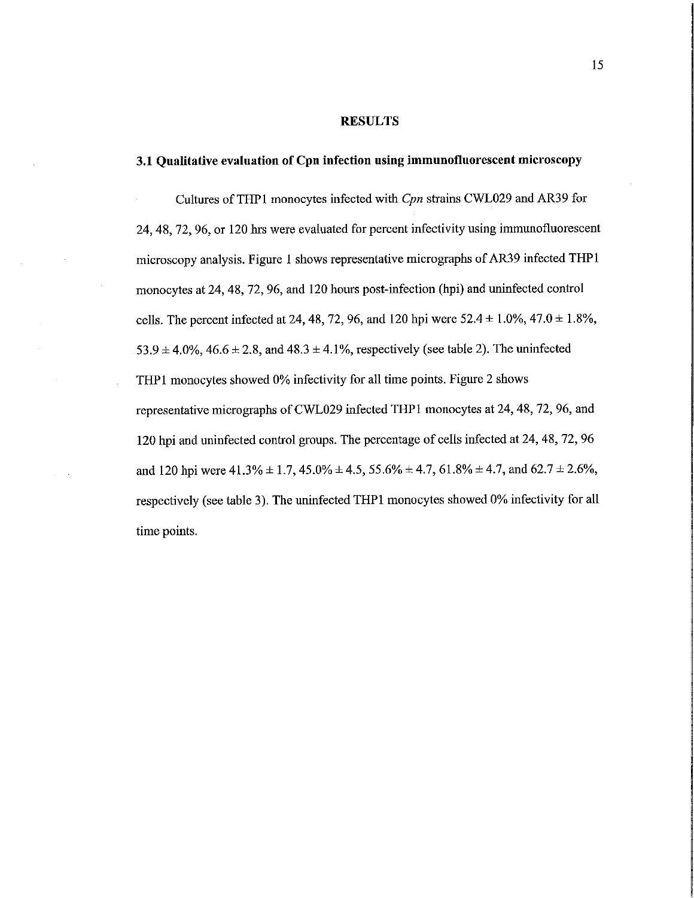# RESULTS

## 3.1 Qualitative evaluation of Cpn infection using immunofluorescent microscopy

Cultures of THP1 monocytes infected with *Cpn* strains CWL029 and AR39 for 24, 48, 72, 96, or 120 hrs were evaluated for percent infectivity using immunofluorescent microscopy analysis. Figure 1 shows representative micrographs of AR39 infected THP1 monocytes at 24, 48, 72, 96, and 120 hours post-infection (hpi) and uninfected control cells. The percent infected at 24, 48, 72, 96, and 120 hpi were 52.4 ± 1.0%, 47.0 ± 1.8%, 53.9 ± 4.0%, 46.6 ± 2.8, and 48.3 ± 4.1%, respectively (see table 2). The uninfected THP1 monocytes showed 0% infectivity for all time points. Figure 2 shows representative micrographs of CWL029 infected THP1 monocytes at 24, 48, 72, 96, and 120 hpi and uninfected control groups. The percentage of cells infected at 24, 48, 72, 96 and 120 hpi were 41.3% ± 1.7, 45.0% ± 4.5, 55.6% ± 4.7, 61.8% ± 4.7, and 62.7 ± 2.6%, respectively (see table 3). The uninfected THP1 monocytes showed 0% infectivity for all time points.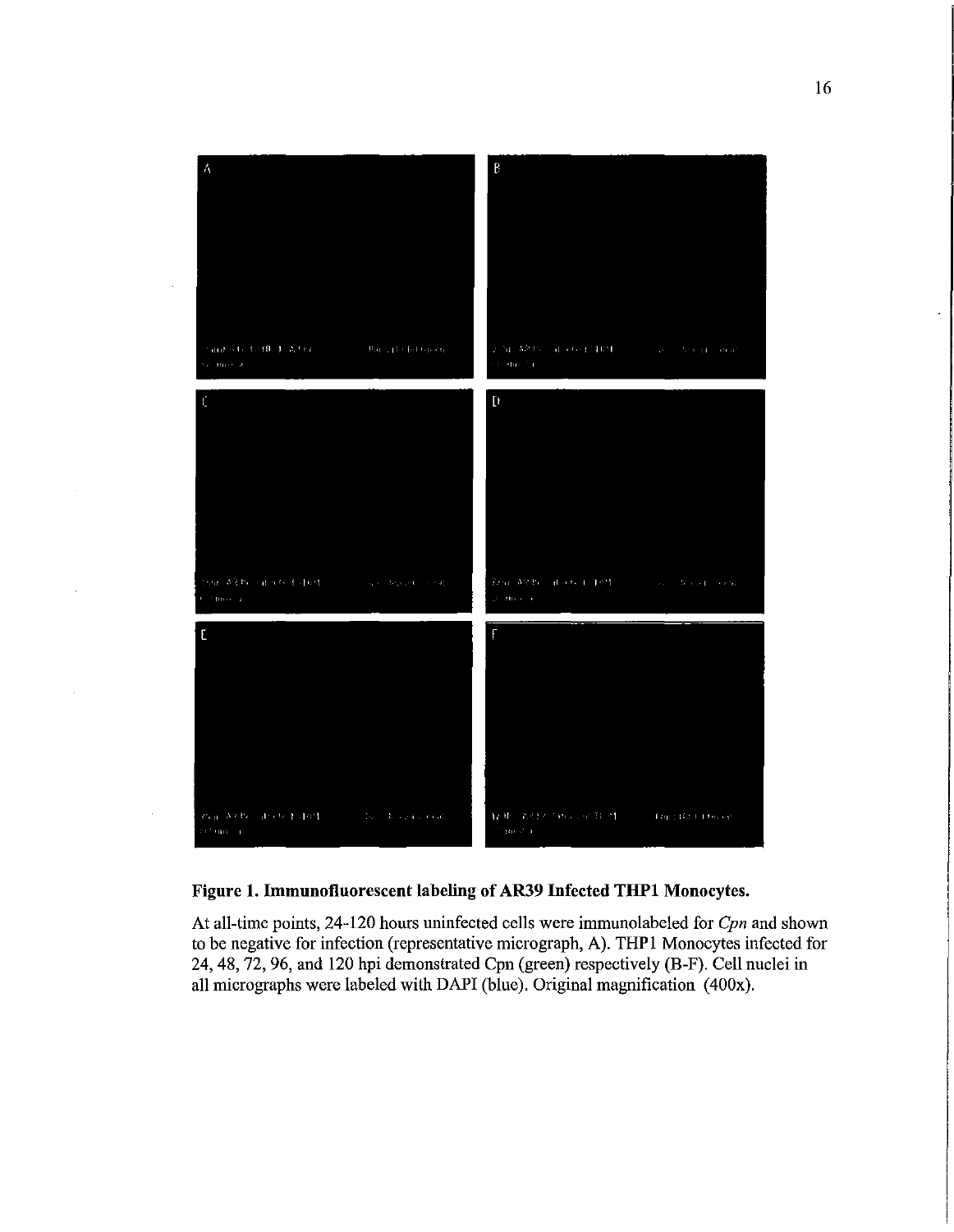**Figure 1. Immunofluorescent labeling of AR39 Infected THP1 Monocytes.**

At all-time points, 24-120 hours uninfected cells were immunolabeled for *Cpn* and shown to be negative for infection (representative micrograph, A). THP1 Monocytes infected for 24, 48, 72, 96, and 120 hpi demonstrated Cpn (green) respectively (B-F). Cell nuclei in all micrographs were labeled with DAPI (blue). Original magnification (400x).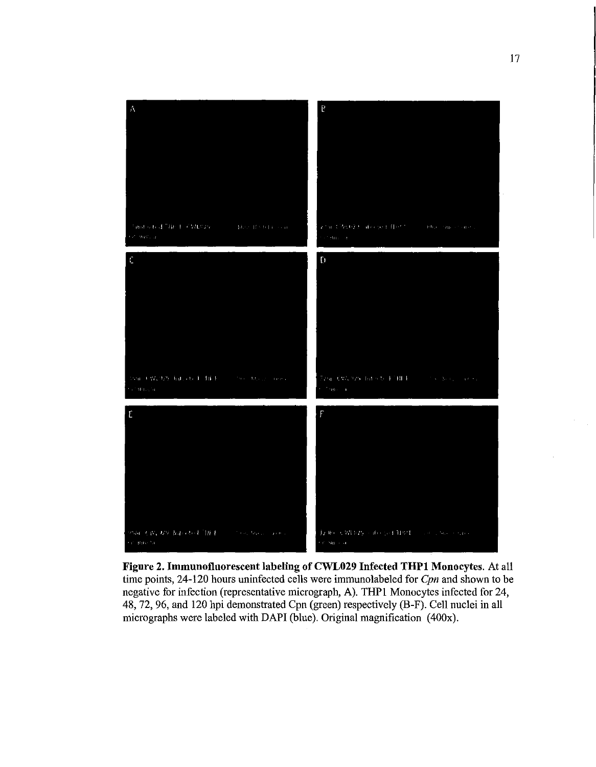**Figure 2. Immunofluorescent labeling of CWL029 Infected THP1 Monocytes**. At all time points, 24-120 hours uninfected cells were immunolabeled for *Cpn* and shown to be negative for infection (representative micrograph, A). THP1 Monocytes infected for 24, 48, 72, 96, and 120 hpi demonstrated Cpn (green) respectively (B-F). Cell nuclei in all micrographs were labeled with DAPI (blue). Original magnification (400x).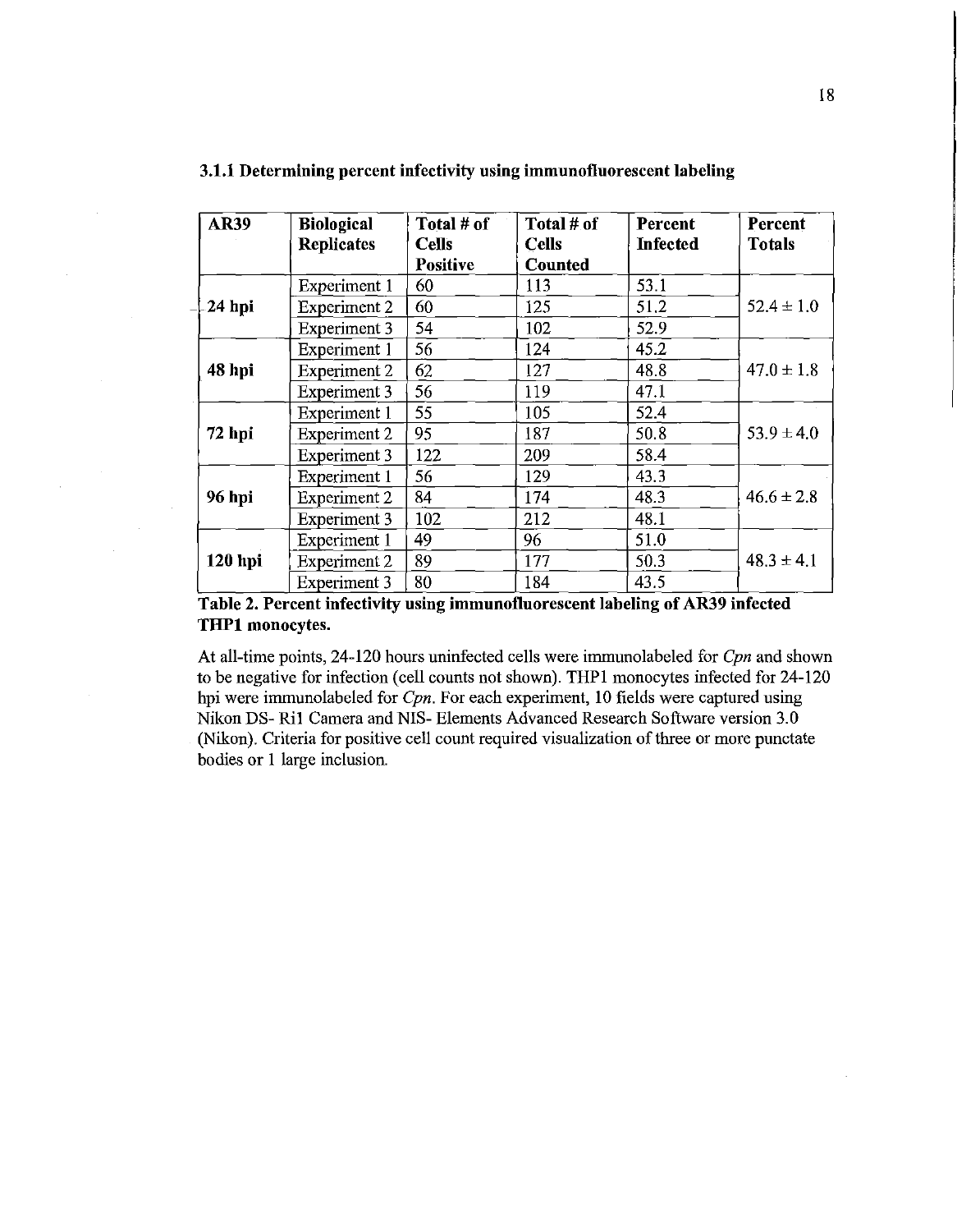### 3.1.1 Determining percent infectivity using immunofluorescent labeling

| AR39 | Biological Replicates | Total # of Cells Positive | Total # of Cells Counted | Percent Infected | Percent Totals |
|---|---|---|---|---|---|
| 24 hpi | Experiment 1 | 60 | 113 | 53.1 | 52.4 ± 1.0 |
| | Experiment 2 | 60 | 125 | 51.2 | |
| | Experiment 3 | 54 | 102 | 52.9 | |
| 48 hpi | Experiment 1 | 56 | 124 | 45.2 | 47.0 ± 1.8 |
| | Experiment 2 | 62 | 127 | 48.8 | |
| | Experiment 3 | 56 | 119 | 47.1 | |
| 72 hpi | Experiment 1 | 55 | 105 | 52.4 | 53.9 ± 4.0 |
| | Experiment 2 | 95 | 187 | 50.8 | |
| | Experiment 3 | 122 | 209 | 58.4 | |
| 96 hpi | Experiment 1 | 56 | 129 | 43.3 | 46.6 ± 2.8 |
| | Experiment 2 | 84 | 174 | 48.3 | |
| | Experiment 3 | 102 | 212 | 48.1 | |
| 120 hpi | Experiment 1 | 49 | 96 | 51.0 | 48.3 ± 4.1 |
| | Experiment 2 | 89 | 177 | 50.3 | |
| | Experiment 3 | 80 | 184 | 43.5 | |

**Table 2. Percent infectivity using immunofluorescent labeling of AR39 infected THP1 monocytes.**

At all-time points, 24-120 hours uninfected cells were immunolabeled for *Cpn* and shown to be negative for infection (cell counts not shown). THP1 monocytes infected for 24-120 hpi were immunolabeled for *Cpn*. For each experiment, 10 fields were captured using Nikon DS- Ri1 Camera and NIS- Elements Advanced Research Software version 3.0 (Nikon). Criteria for positive cell count required visualization of three or more punctate bodies or 1 large inclusion.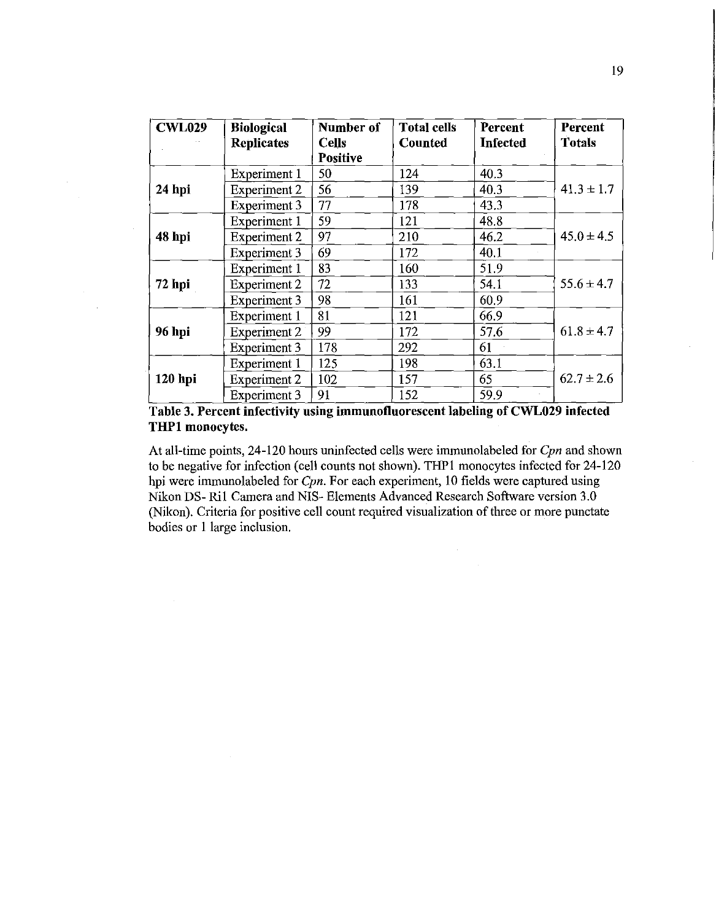| CWL029 | Biological Replicates | Number of Cells Positive | Total cells Counted | Percent Infected | Percent Totals |
|---|---|---|---|---|---|
| 24 hpi | Experiment 1 | 50 | 124 | 40.3 | 41.3 ± 1.7 |
| | Experiment 2 | 56 | 139 | 40.3 | |
| | Experiment 3 | 77 | 178 | 43.3 | |
| 48 hpi | Experiment 1 | 59 | 121 | 48.8 | 45.0 ± 4.5 |
| | Experiment 2 | 97 | 210 | 46.2 | |
| | Experiment 3 | 69 | 172 | 40.1 | |
| 72 hpi | Experiment 1 | 83 | 160 | 51.9 | 55.6 ± 4.7 |
| | Experiment 2 | 72 | 133 | 54.1 | |
| | Experiment 3 | 98 | 161 | 60.9 | |
| 96 hpi | Experiment 1 | 81 | 121 | 66.9 | 61.8 ± 4.7 |
| | Experiment 2 | 99 | 172 | 57.6 | |
| | Experiment 3 | 178 | 292 | 61 | |
| 120 hpi | Experiment 1 | 125 | 198 | 63.1 | 62.7 ± 2.6 |
| | Experiment 2 | 102 | 157 | 65 | |
| | Experiment 3 | 91 | 152 | 59.9 | |

**Table 3. Percent infectivity using immunofluorescent labeling of CWL029 infected THP1 monocytes.**

At all-time points, 24-120 hours uninfected cells were immunolabeled for *Cpn* and shown to be negative for infection (cell counts not shown). THP1 monocytes infected for 24-120 hpi were immunolabeled for *Cpn*. For each experiment, 10 fields were captured using Nikon DS- Ri1 Camera and NIS- Elements Advanced Research Software version 3.0 (Nikon). Criteria for positive cell count required visualization of three or more punctate bodies or 1 large inclusion.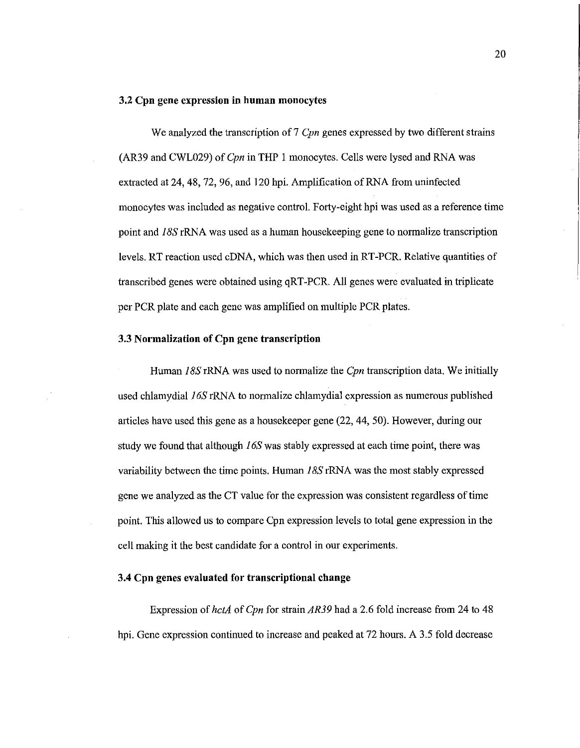### 3.2 Cpn gene expression in human monocytes

We analyzed the transcription of 7 *Cpn* genes expressed by two different strains (AR39 and CWL029) of *Cpn* in THP 1 monocytes. Cells were lysed and RNA was extracted at 24, 48, 72, 96, and 120 hpi. Amplification of RNA from uninfected monocytes was included as negative control. Forty-eight hpi was used as a reference time point and *18S* rRNA was used as a human housekeeping gene to normalize transcription levels. RT reaction used cDNA, which was then used in RT-PCR. Relative quantities of transcribed genes were obtained using qRT-PCR. All genes were evaluated in triplicate per PCR plate and each gene was amplified on multiple PCR plates.

### 3.3 Normalization of Cpn gene transcription

Human *18S* rRNA was used to normalize the *Cpn* transcription data. We initially used chlamydial *16S* rRNA to normalize chlamydial expression as numerous published articles have used this gene as a housekeeper gene (22, 44, 50). However, during our study we found that although *16S* was stably expressed at each time point, there was variability between the time points. Human *18S* rRNA was the most stably expressed gene we analyzed as the CT value for the expression was consistent regardless of time point. This allowed us to compare Cpn expression levels to total gene expression in the cell making it the best candidate for a control in our experiments.

### 3.4 Cpn genes evaluated for transcriptional change

Expression of *hctA* of *Cpn* for strain *AR39* had a 2.6 fold increase from 24 to 48 hpi. Gene expression continued to increase and peaked at 72 hours. A 3.5 fold decrease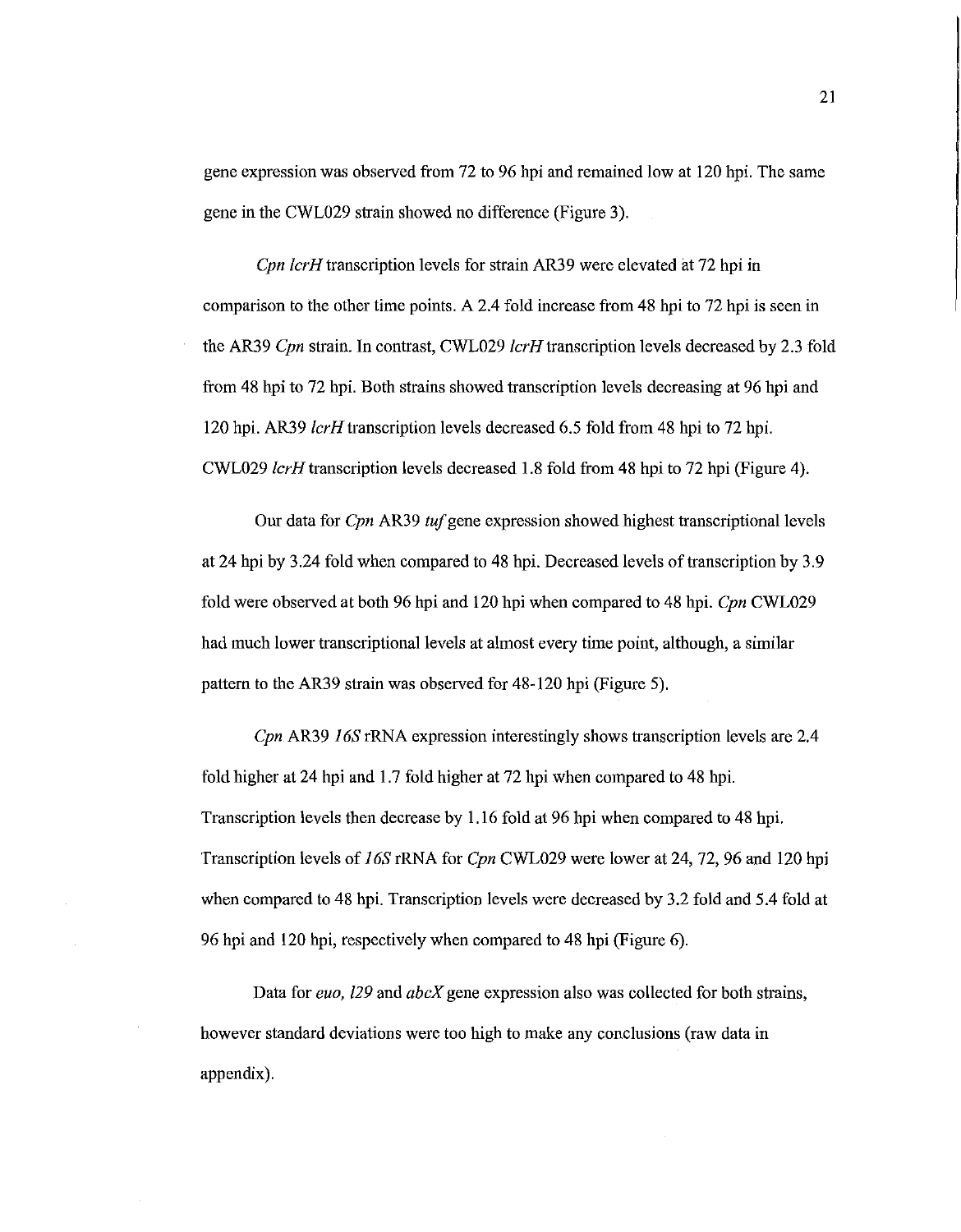gene expression was observed from 72 to 96 hpi and remained low at 120 hpi. The same gene in the CWL029 strain showed no difference (Figure 3).

*Cpn lcrH* transcription levels for strain AR39 were elevated at 72 hpi in comparison to the other time points. A 2.4 fold increase from 48 hpi to 72 hpi is seen in the AR39 *Cpn* strain. In contrast, CWL029 *lcrH* transcription levels decreased by 2.3 fold from 48 hpi to 72 hpi. Both strains showed transcription levels decreasing at 96 hpi and 120 hpi. AR39 *lcrH* transcription levels decreased 6.5 fold from 48 hpi to 72 hpi. CWL029 *lcrH* transcription levels decreased 1.8 fold from 48 hpi to 72 hpi (Figure 4).

Our data for *Cpn* AR39 *tuf* gene expression showed highest transcriptional levels at 24 hpi by 3.24 fold when compared to 48 hpi. Decreased levels of transcription by 3.9 fold were observed at both 96 hpi and 120 hpi when compared to 48 hpi. *Cpn* CWL029 had much lower transcriptional levels at almost every time point, although, a similar pattern to the AR39 strain was observed for 48-120 hpi (Figure 5).

*Cpn* AR39 *16S* rRNA expression interestingly shows transcription levels are 2.4 fold higher at 24 hpi and 1.7 fold higher at 72 hpi when compared to 48 hpi. Transcription levels then decrease by 1.16 fold at 96 hpi when compared to 48 hpi. Transcription levels of *16S* rRNA for *Cpn* CWL029 were lower at 24, 72, 96 and 120 hpi when compared to 48 hpi. Transcription levels were decreased by 3.2 fold and 5.4 fold at 96 hpi and 120 hpi, respectively when compared to 48 hpi (Figure 6).

Data for *euo, l29* and *abcX* gene expression also was collected for both strains, however standard deviations were too high to make any conclusions (raw data in appendix).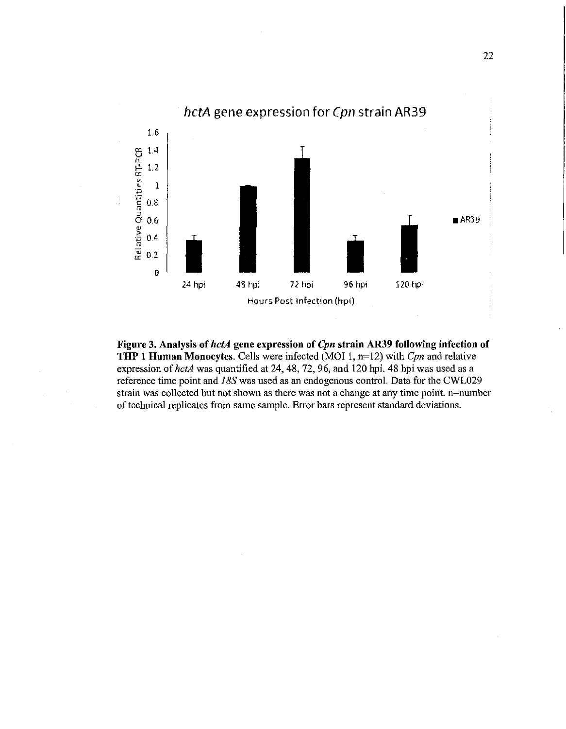**Figure 3. Analysis of *hctA* gene expression of *Cpn* strain AR39 following infection of THP 1 Human Monocytes.** Cells were infected (MOI 1, n=12) with *Cpn* and relative expression of *hctA* was quantified at 24, 48, 72, 96, and 120 hpi. 48 hpi was used as a reference time point and *18S* was used as an endogenous control. Data for the CWL029 strain was collected but not shown as there was not a change at any time point. n=number of technical replicates from same sample. Error bars represent standard deviations.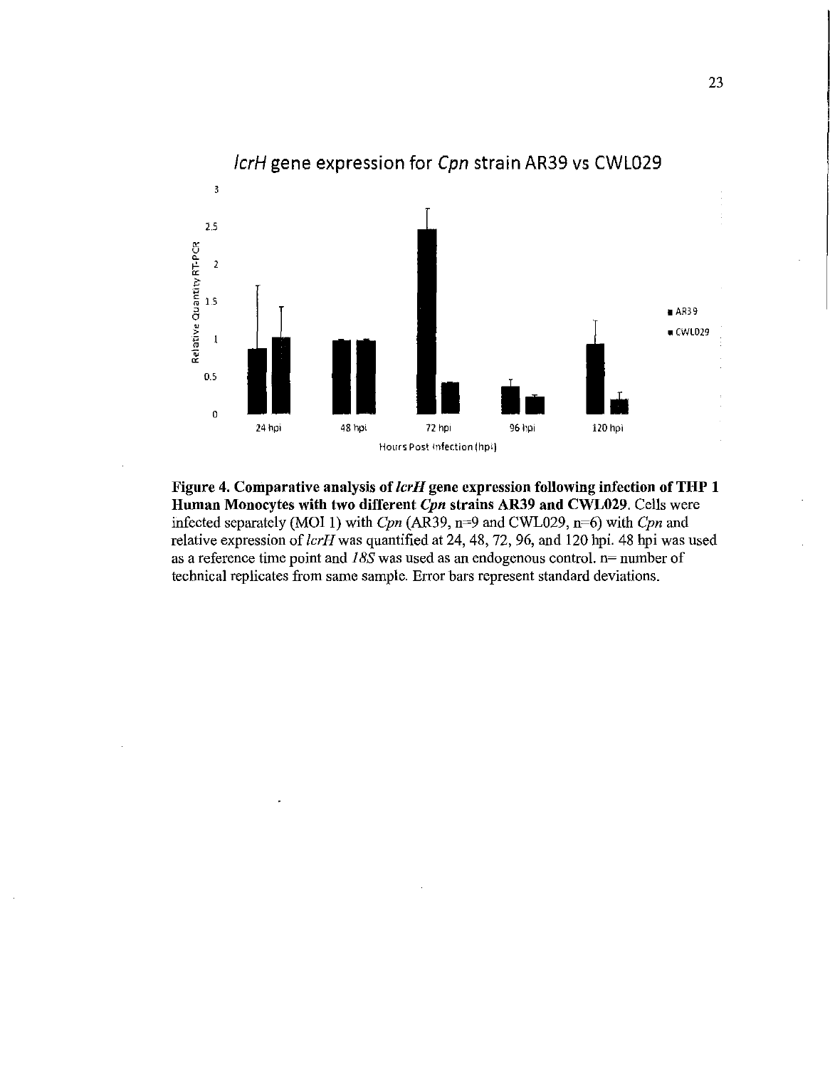*lcrH* gene expression for *Cpn* strain AR39 vs CWL029

**Figure 4. Comparative analysis of *lcrH* gene expression following infection of THP 1 Human Monocytes with two different *Cpn* strains AR39 and CWL029.** Cells were infected separately (MOI 1) with *Cpn* (AR39, n=9 and CWL029, n=6) with *Cpn* and relative expression of *lcrH* was quantified at 24, 48, 72, 96, and 120 hpi. 48 hpi was used as a reference time point and *18S* was used as an endogenous control. n= number of technical replicates from same sample. Error bars represent standard deviations.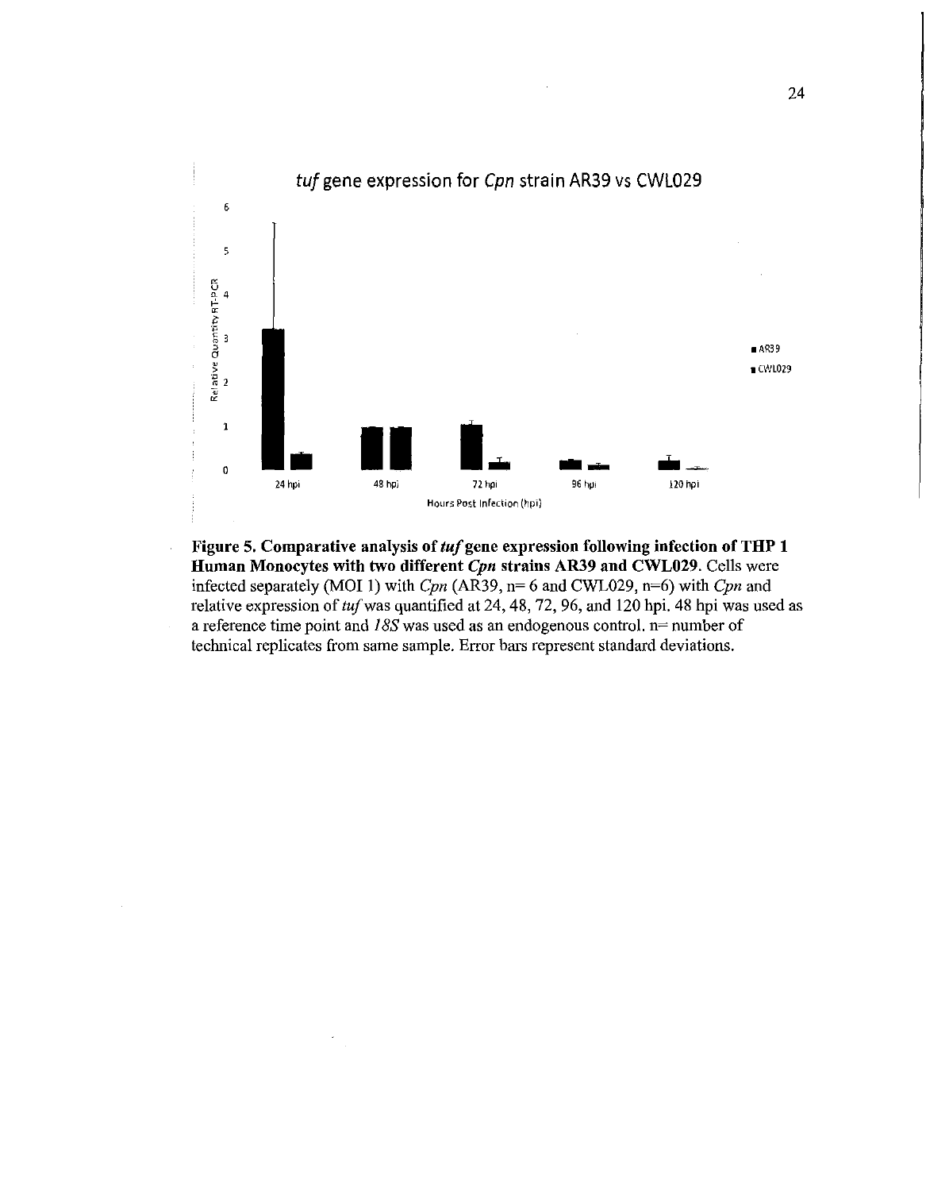*tuf* gene expression for *Cpn* strain AR39 vs CWL029

**Figure 5. Comparative analysis of *tuf* gene expression following infection of THP 1 Human Monocytes with two different *Cpn* strains AR39 and CWL029.** Cells were infected separately (MOI 1) with *Cpn* (AR39, n= 6 and CWL029, n=6) with *Cpn* and relative expression of *tuf* was quantified at 24, 48, 72, 96, and 120 hpi. 48 hpi was used as a reference time point and *18S* was used as an endogenous control. n= number of technical replicates from same sample. Error bars represent standard deviations.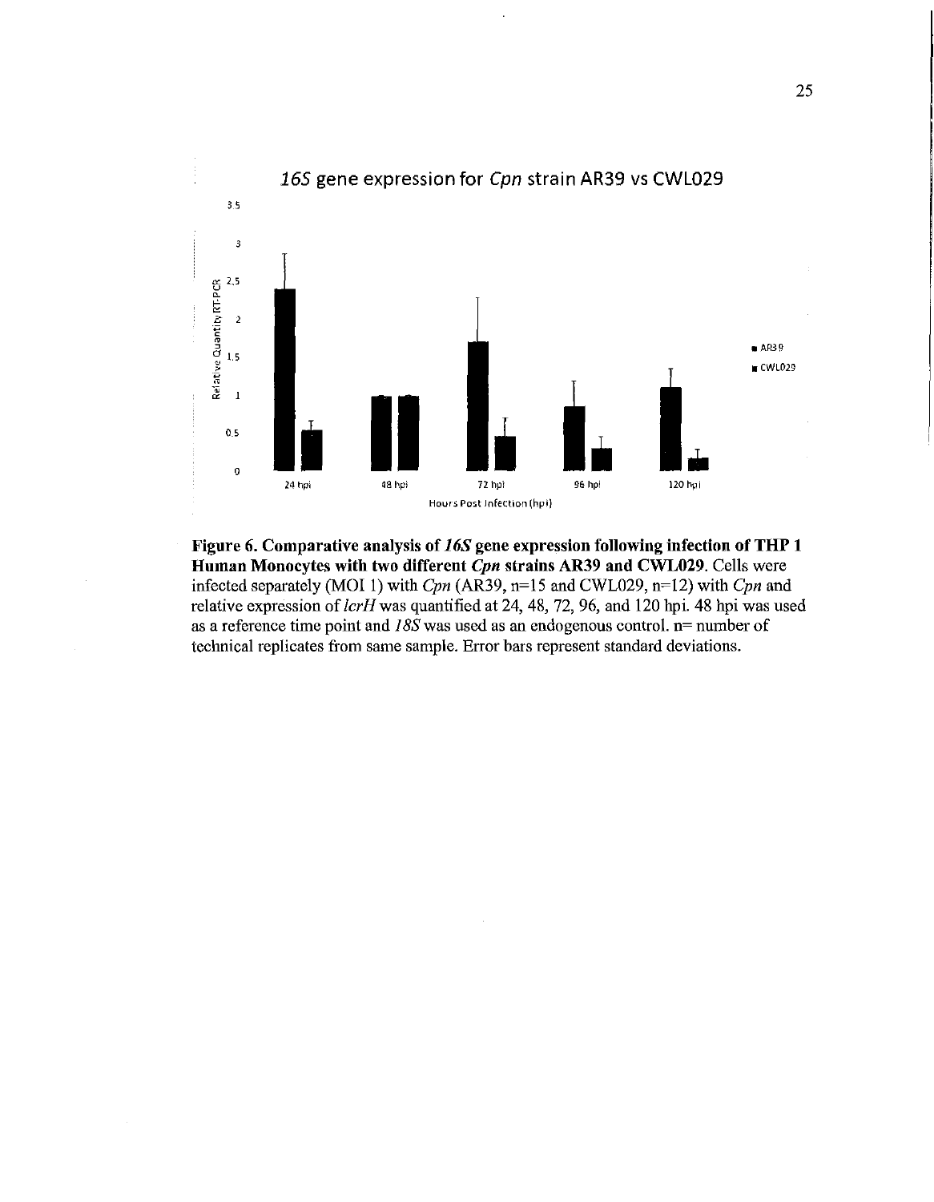*16S* gene expression for *Cpn* strain AR39 vs CWL029

**Figure 6. Comparative analysis of *16S* gene expression following infection of THP 1 Human Monocytes with two different *Cpn* strains AR39 and CWL029.** Cells were infected separately (MOI 1) with *Cpn* (AR39, n=15 and CWL029, n=12) with *Cpn* and relative expression of *lcrH* was quantified at 24, 48, 72, 96, and 120 hpi. 48 hpi was used as a reference time point and *18S* was used as an endogenous control. n= number of technical replicates from same sample. Error bars represent standard deviations.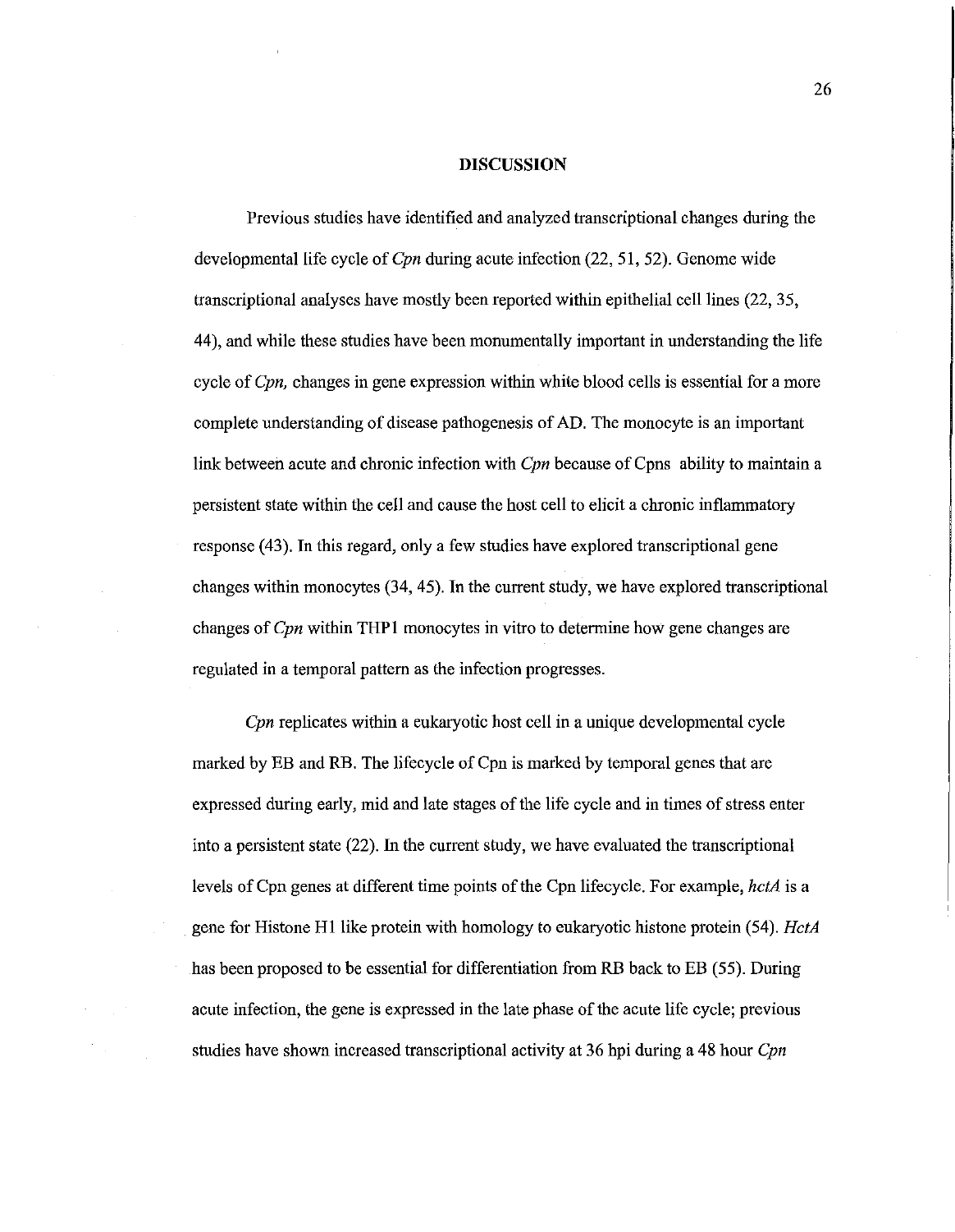## DISCUSSION

Previous studies have identified and analyzed transcriptional changes during the developmental life cycle of *Cpn* during acute infection (22, 51, 52). Genome wide transcriptional analyses have mostly been reported within epithelial cell lines (22, 35, 44), and while these studies have been monumentally important in understanding the life cycle of *Cpn,* changes in gene expression within white blood cells is essential for a more complete understanding of disease pathogenesis of AD. The monocyte is an important link between acute and chronic infection with *Cpn* because of Cpns ability to maintain a persistent state within the cell and cause the host cell to elicit a chronic inflammatory response (43). In this regard, only a few studies have explored transcriptional gene changes within monocytes (34, 45). In the current study, we have explored transcriptional changes of *Cpn* within THP1 monocytes in vitro to determine how gene changes are regulated in a temporal pattern as the infection progresses.

*Cpn* replicates within a eukaryotic host cell in a unique developmental cycle marked by EB and RB. The lifecycle of Cpn is marked by temporal genes that are expressed during early, mid and late stages of the life cycle and in times of stress enter into a persistent state (22). In the current study, we have evaluated the transcriptional levels of Cpn genes at different time points of the Cpn lifecycle. For example, *hctA* is a gene for Histone H1 like protein with homology to eukaryotic histone protein (54). *HctA* has been proposed to be essential for differentiation from RB back to EB (55). During acute infection, the gene is expressed in the late phase of the acute life cycle; previous studies have shown increased transcriptional activity at 36 hpi during a 48 hour *Cpn*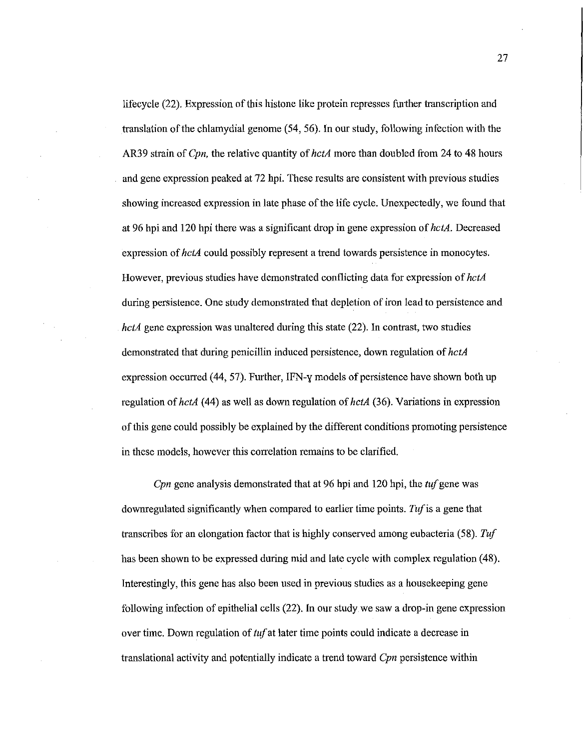lifecycle (22). Expression of this histone like protein represses further transcription and translation of the chlamydial genome (54, 56). In our study, following infection with the AR39 strain of *Cpn,* the relative quantity of *hctA* more than doubled from 24 to 48 hours and gene expression peaked at 72 hpi. These results are consistent with previous studies showing increased expression in late phase of the life cycle. Unexpectedly, we found that at 96 hpi and 120 hpi there was a significant drop in gene expression of *hctA*. Decreased expression of *hctA* could possibly represent a trend towards persistence in monocytes. However, previous studies have demonstrated conflicting data for expression of *hctA* during persistence. One study demonstrated that depletion of iron lead to persistence and *hctA* gene expression was unaltered during this state (22). In contrast, two studies demonstrated that during penicillin induced persistence, down regulation of *hctA* expression occurred (44, 57). Further, IFN-γ models of persistence have shown both up regulation of *hctA* (44) as well as down regulation of *hctA* (36). Variations in expression of this gene could possibly be explained by the different conditions promoting persistence in these models, however this correlation remains to be clarified.

*Cpn* gene analysis demonstrated that at 96 hpi and 120 hpi, the *tuf* gene was downregulated significantly when compared to earlier time points. *Tuf* is a gene that transcribes for an elongation factor that is highly conserved among eubacteria (58). *Tuf* has been shown to be expressed during mid and late cycle with complex regulation (48). Interestingly, this gene has also been used in previous studies as a housekeeping gene following infection of epithelial cells (22). In our study we saw a drop-in gene expression over time. Down regulation of *tuf* at later time points could indicate a decrease in translational activity and potentially indicate a trend toward *Cpn* persistence within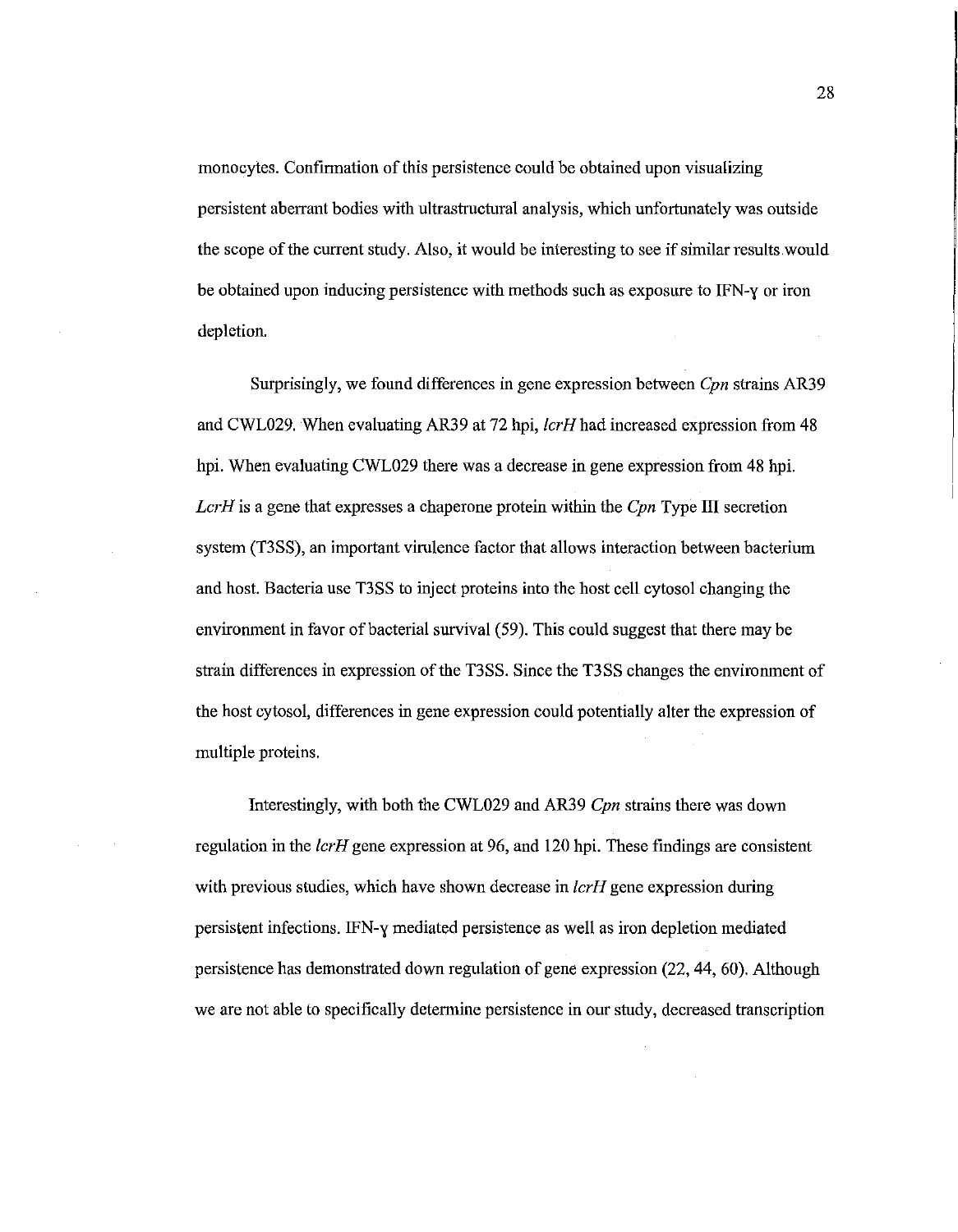monocytes. Confirmation of this persistence could be obtained upon visualizing persistent aberrant bodies with ultrastructural analysis, which unfortunately was outside the scope of the current study. Also, it would be interesting to see if similar results would be obtained upon inducing persistence with methods such as exposure to IFN-γ or iron depletion.

Surprisingly, we found differences in gene expression between *Cpn* strains AR39 and CWL029. When evaluating AR39 at 72 hpi, *lcrH* had increased expression from 48 hpi. When evaluating CWL029 there was a decrease in gene expression from 48 hpi. *LcrH* is a gene that expresses a chaperone protein within the *Cpn* Type III secretion system (T3SS), an important virulence factor that allows interaction between bacterium and host. Bacteria use T3SS to inject proteins into the host cell cytosol changing the environment in favor of bacterial survival (59). This could suggest that there may be strain differences in expression of the T3SS. Since the T3SS changes the environment of the host cytosol, differences in gene expression could potentially alter the expression of multiple proteins.

Interestingly, with both the CWL029 and AR39 *Cpn* strains there was down regulation in the *lcrH* gene expression at 96, and 120 hpi. These findings are consistent with previous studies, which have shown decrease in *lcrH* gene expression during persistent infections. IFN-γ mediated persistence as well as iron depletion mediated persistence has demonstrated down regulation of gene expression (22, 44, 60). Although we are not able to specifically determine persistence in our study, decreased transcription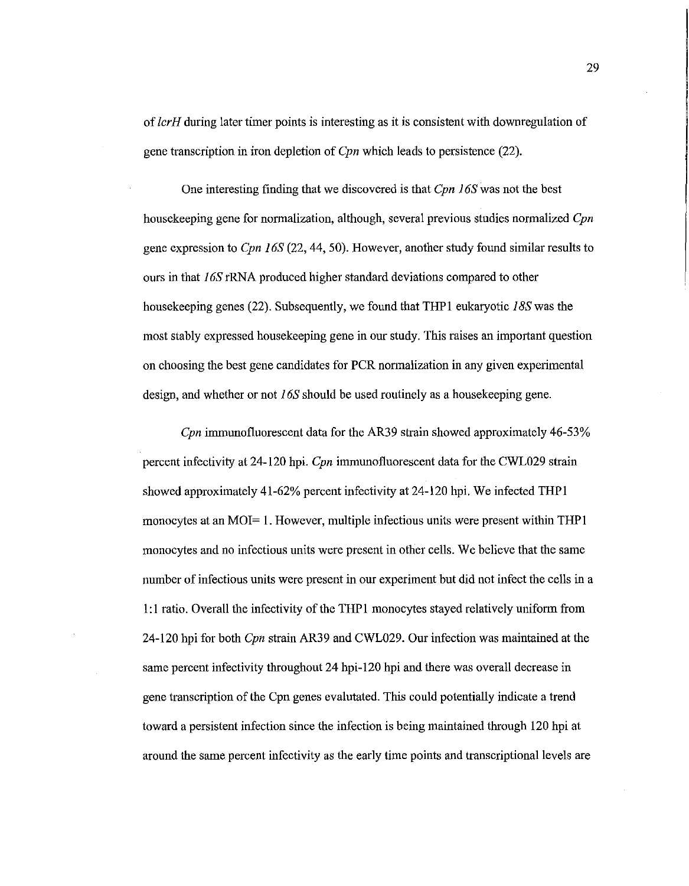of *lcrH* during later timer points is interesting as it is consistent with downregulation of gene transcription in iron depletion of *Cpn* which leads to persistence (22).

One interesting finding that we discovered is that *Cpn 16S* was not the best housekeeping gene for normalization, although, several previous studies normalized *Cpn* gene expression to *Cpn 16S* (22, 44, 50). However, another study found similar results to ours in that *16S* rRNA produced higher standard deviations compared to other housekeeping genes (22). Subsequently, we found that THP1 eukaryotic *18S* was the most stably expressed housekeeping gene in our study. This raises an important question on choosing the best gene candidates for PCR normalization in any given experimental design, and whether or not *16S* should be used routinely as a housekeeping gene.

*Cpn* immunofluorescent data for the AR39 strain showed approximately 46-53% percent infectivity at 24-120 hpi. *Cpn* immunofluorescent data for the CWL029 strain showed approximately 41-62% percent infectivity at 24-120 hpi. We infected THP1 monocytes at an MOI= 1. However, multiple infectious units were present within THP1 monocytes and no infectious units were present in other cells. We believe that the same number of infectious units were present in our experiment but did not infect the cells in a 1:1 ratio. Overall the infectivity of the THP1 monocytes stayed relatively uniform from 24-120 hpi for both *Cpn* strain AR39 and CWL029. Our infection was maintained at the same percent infectivity throughout 24 hpi-120 hpi and there was overall decrease in gene transcription of the Cpn genes evalutated. This could potentially indicate a trend toward a persistent infection since the infection is being maintained through 120 hpi at around the same percent infectivity as the early time points and transcriptional levels are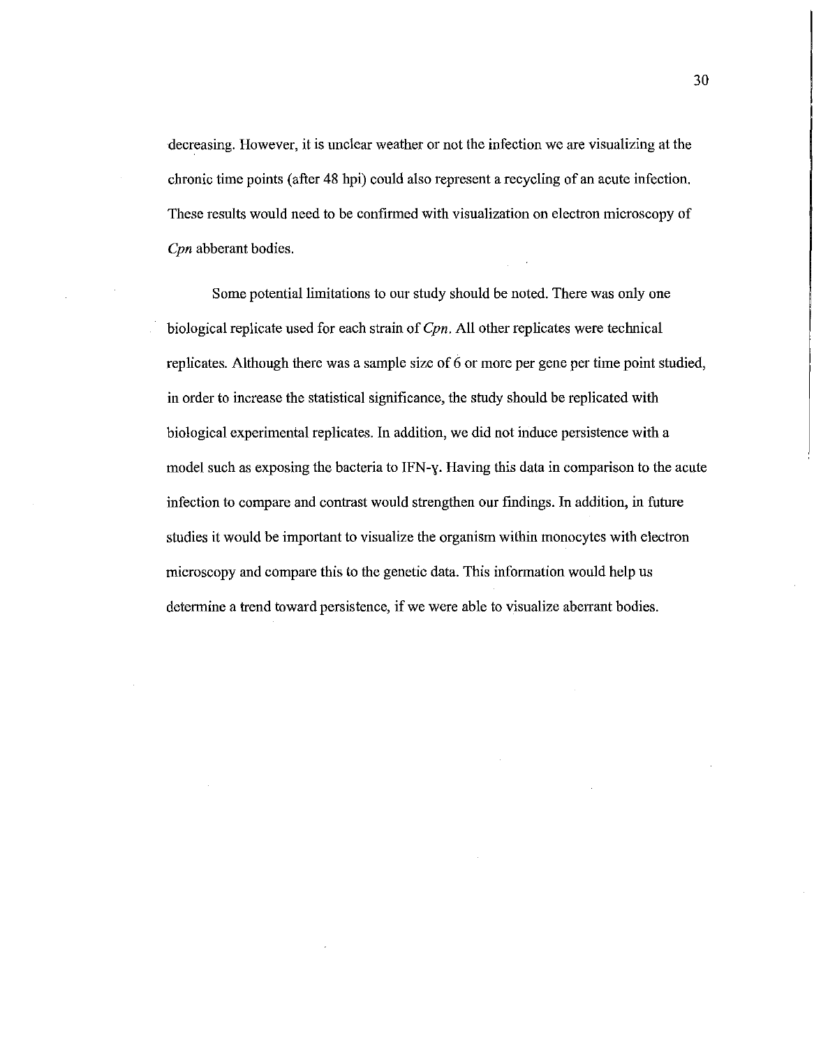decreasing. However, it is unclear weather or not the infection we are visualizing at the chronic time points (after 48 hpi) could also represent a recycling of an acute infection. These results would need to be confirmed with visualization on electron microscopy of *Cpn* abberant bodies.

Some potential limitations to our study should be noted. There was only one biological replicate used for each strain of *Cpn*. All other replicates were technical replicates. Although there was a sample size of 6 or more per gene per time point studied, in order to increase the statistical significance, the study should be replicated with biological experimental replicates. In addition, we did not induce persistence with a model such as exposing the bacteria to IFN-ɣ. Having this data in comparison to the acute infection to compare and contrast would strengthen our findings. In addition, in future studies it would be important to visualize the organism within monocytes with electron microscopy and compare this to the genetic data. This information would help us determine a trend toward persistence, if we were able to visualize aberrant bodies.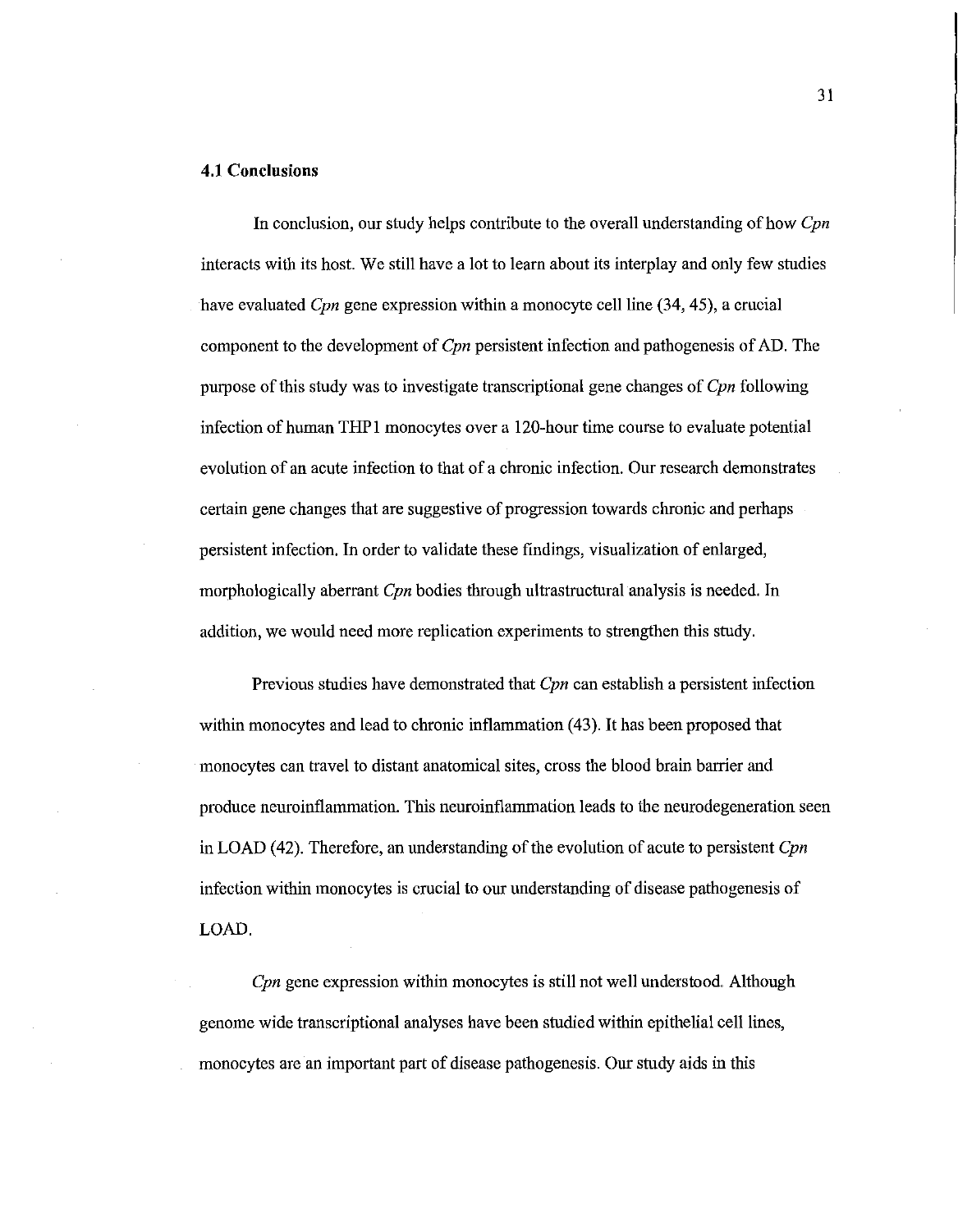### 4.1 Conclusions

In conclusion, our study helps contribute to the overall understanding of how *Cpn* interacts with its host. We still have a lot to learn about its interplay and only few studies have evaluated *Cpn* gene expression within a monocyte cell line (34, 45), a crucial component to the development of *Cpn* persistent infection and pathogenesis of AD. The purpose of this study was to investigate transcriptional gene changes of *Cpn* following infection of human THP1 monocytes over a 120-hour time course to evaluate potential evolution of an acute infection to that of a chronic infection. Our research demonstrates certain gene changes that are suggestive of progression towards chronic and perhaps persistent infection. In order to validate these findings, visualization of enlarged, morphologically aberrant *Cpn* bodies through ultrastructural analysis is needed. In addition, we would need more replication experiments to strengthen this study.

Previous studies have demonstrated that *Cpn* can establish a persistent infection within monocytes and lead to chronic inflammation (43). It has been proposed that monocytes can travel to distant anatomical sites, cross the blood brain barrier and produce neuroinflammation. This neuroinflammation leads to the neurodegeneration seen in LOAD (42). Therefore, an understanding of the evolution of acute to persistent *Cpn* infection within monocytes is crucial to our understanding of disease pathogenesis of LOAD.

*Cpn* gene expression within monocytes is still not well understood. Although genome wide transcriptional analyses have been studied within epithelial cell lines, monocytes are an important part of disease pathogenesis. Our study aids in this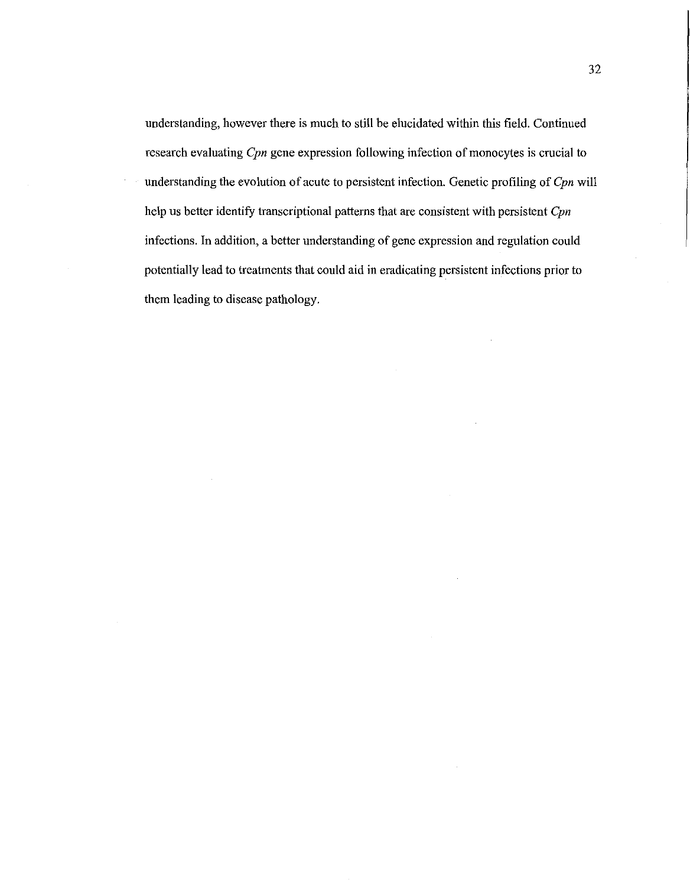understanding, however there is much to still be elucidated within this field. Continued research evaluating *Cpn* gene expression following infection of monocytes is crucial to understanding the evolution of acute to persistent infection. Genetic profiling of *Cpn* will help us better identify transcriptional patterns that are consistent with persistent *Cpn* infections. In addition, a better understanding of gene expression and regulation could potentially lead to treatments that could aid in eradicating persistent infections prior to them leading to disease pathology.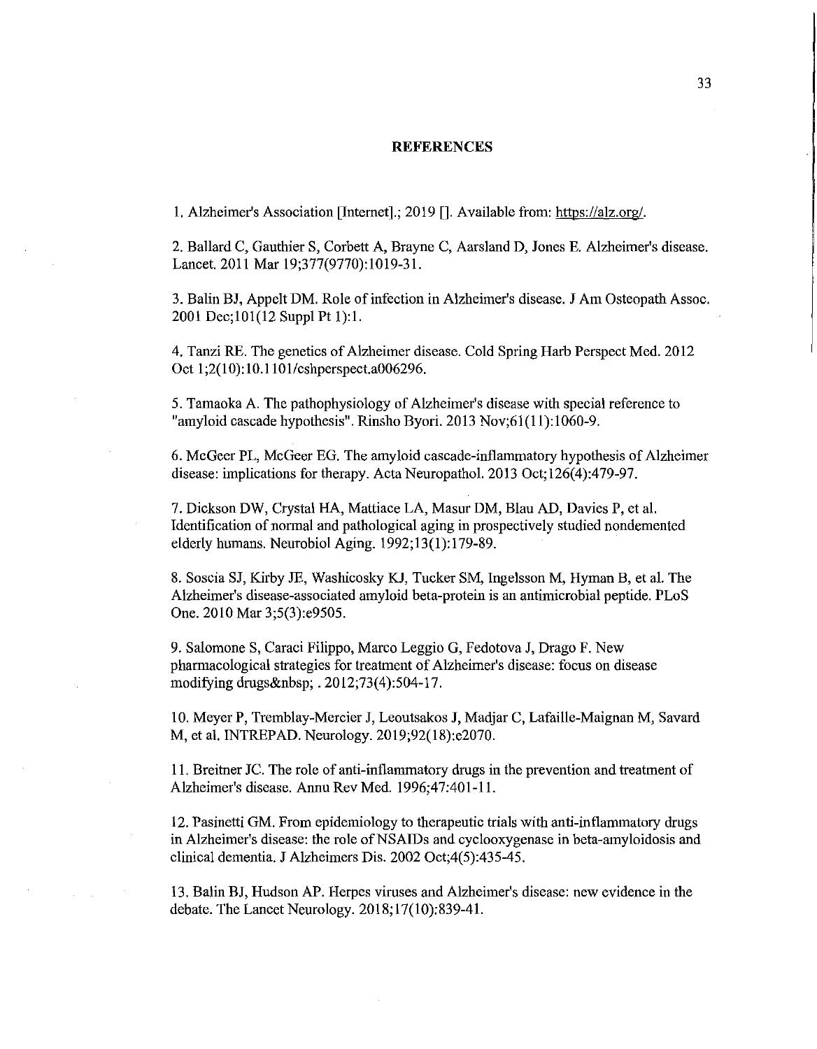## REFERENCES

1. Alzheimer's Association [Internet].; 2019 []. Available from: https://alz.org/.

2. Ballard C, Gauthier S, Corbett A, Brayne C, Aarsland D, Jones E. Alzheimer's disease. Lancet. 2011 Mar 19;377(9770):1019-31.

3. Balin BJ, Appelt DM. Role of infection in Alzheimer's disease. J Am Osteopath Assoc. 2001 Dec;101(12 Suppl Pt 1):1.

4. Tanzi RE. The genetics of Alzheimer disease. Cold Spring Harb Perspect Med. 2012 Oct 1;2(10):10.1101/cshperspect.a006296.

5. Tamaoka A. The pathophysiology of Alzheimer's disease with special reference to "amyloid cascade hypothesis". Rinsho Byori. 2013 Nov;61(11):1060-9.

6. McGeer PL, McGeer EG. The amyloid cascade-inflammatory hypothesis of Alzheimer disease: implications for therapy. Acta Neuropathol. 2013 Oct;126(4):479-97.

7. Dickson DW, Crystal HA, Mattiace LA, Masur DM, Blau AD, Davies P, et al. Identification of normal and pathological aging in prospectively studied nondemented elderly humans. Neurobiol Aging. 1992;13(1):179-89.

8. Soscia SJ, Kirby JE, Washicosky KJ, Tucker SM, Ingelsson M, Hyman B, et al. The Alzheimer's disease-associated amyloid beta-protein is an antimicrobial peptide. PLoS One. 2010 Mar 3;5(3):e9505.

9. Salomone S, Caraci Filippo, Marco Leggio G, Fedotova J, Drago F. New pharmacological strategies for treatment of Alzheimer's disease: focus on disease modifying drugs&nbsp; . 2012;73(4):504-17.

10. Meyer P, Tremblay-Mercier J, Leoutsakos J, Madjar C, Lafaille-Maignan M, Savard M, et al. INTREPAD. Neurology. 2019;92(18):e2070.

11. Breitner JC. The role of anti-inflammatory drugs in the prevention and treatment of Alzheimer's disease. Annu Rev Med. 1996;47:401-11.

12. Pasinetti GM. From epidemiology to therapeutic trials with anti-inflammatory drugs in Alzheimer's disease: the role of NSAIDs and cyclooxygenase in beta-amyloidosis and clinical dementia. J Alzheimers Dis. 2002 Oct;4(5):435-45.

13. Balin BJ, Hudson AP. Herpes viruses and Alzheimer's disease: new evidence in the debate. The Lancet Neurology. 2018;17(10):839-41.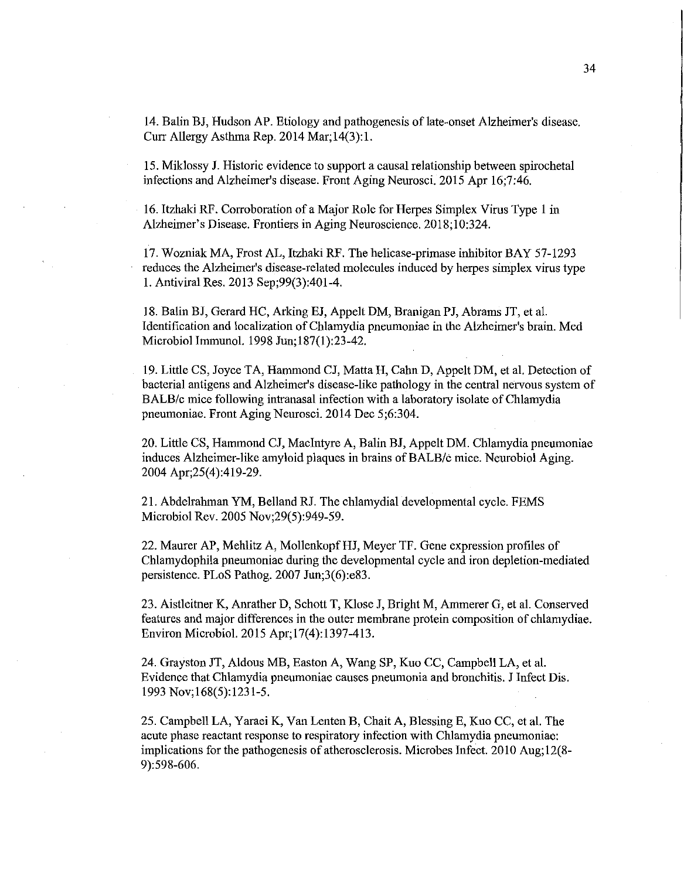14. Balin BJ, Hudson AP. Etiology and pathogenesis of late-onset Alzheimer's disease. Curr Allergy Asthma Rep. 2014 Mar;14(3):1.

15. Miklossy J. Historic evidence to support a causal relationship between spirochetal infections and Alzheimer's disease. Front Aging Neurosci. 2015 Apr 16;7:46.

16. Itzhaki RF. Corroboration of a Major Role for Herpes Simplex Virus Type 1 in Alzheimer's Disease. Frontiers in Aging Neuroscience. 2018;10:324.

17. Wozniak MA, Frost AL, Itzhaki RF. The helicase-primase inhibitor BAY 57-1293 reduces the Alzheimer's disease-related molecules induced by herpes simplex virus type 1. Antiviral Res. 2013 Sep;99(3):401-4.

18. Balin BJ, Gerard HC, Arking EJ, Appelt DM, Branigan PJ, Abrams JT, et al. Identification and localization of Chlamydia pneumoniae in the Alzheimer's brain. Med Microbiol Immunol. 1998 Jun;187(1):23-42.

19. Little CS, Joyce TA, Hammond CJ, Matta H, Cahn D, Appelt DM, et al. Detection of bacterial antigens and Alzheimer's disease-like pathology in the central nervous system of BALB/c mice following intranasal infection with a laboratory isolate of Chlamydia pneumoniae. Front Aging Neurosci. 2014 Dec 5;6:304.

20. Little CS, Hammond CJ, MacIntyre A, Balin BJ, Appelt DM. Chlamydia pneumoniae induces Alzheimer-like amyloid plaques in brains of BALB/c mice. Neurobiol Aging. 2004 Apr;25(4):419-29.

21. Abdelrahman YM, Belland RJ. The chlamydial developmental cycle. FEMS Microbiol Rev. 2005 Nov;29(5):949-59.

22. Maurer AP, Mehlitz A, Mollenkopf HJ, Meyer TF. Gene expression profiles of Chlamydophila pneumoniae during the developmental cycle and iron depletion-mediated persistence. PLoS Pathog. 2007 Jun;3(6):e83.

23. Aistleitner K, Anrather D, Schott T, Klose J, Bright M, Ammerer G, et al. Conserved features and major differences in the outer membrane protein composition of chlamydiae. Environ Microbiol. 2015 Apr;17(4):1397-413.

24. Grayston JT, Aldous MB, Easton A, Wang SP, Kuo CC, Campbell LA, et al. Evidence that Chlamydia pneumoniae causes pneumonia and bronchitis. J Infect Dis. 1993 Nov;168(5):1231-5.

25. Campbell LA, Yaraei K, Van Lenten B, Chait A, Blessing E, Kuo CC, et al. The acute phase reactant response to respiratory infection with Chlamydia pneumoniae: implications for the pathogenesis of atherosclerosis. Microbes Infect. 2010 Aug;12(8-9):598-606.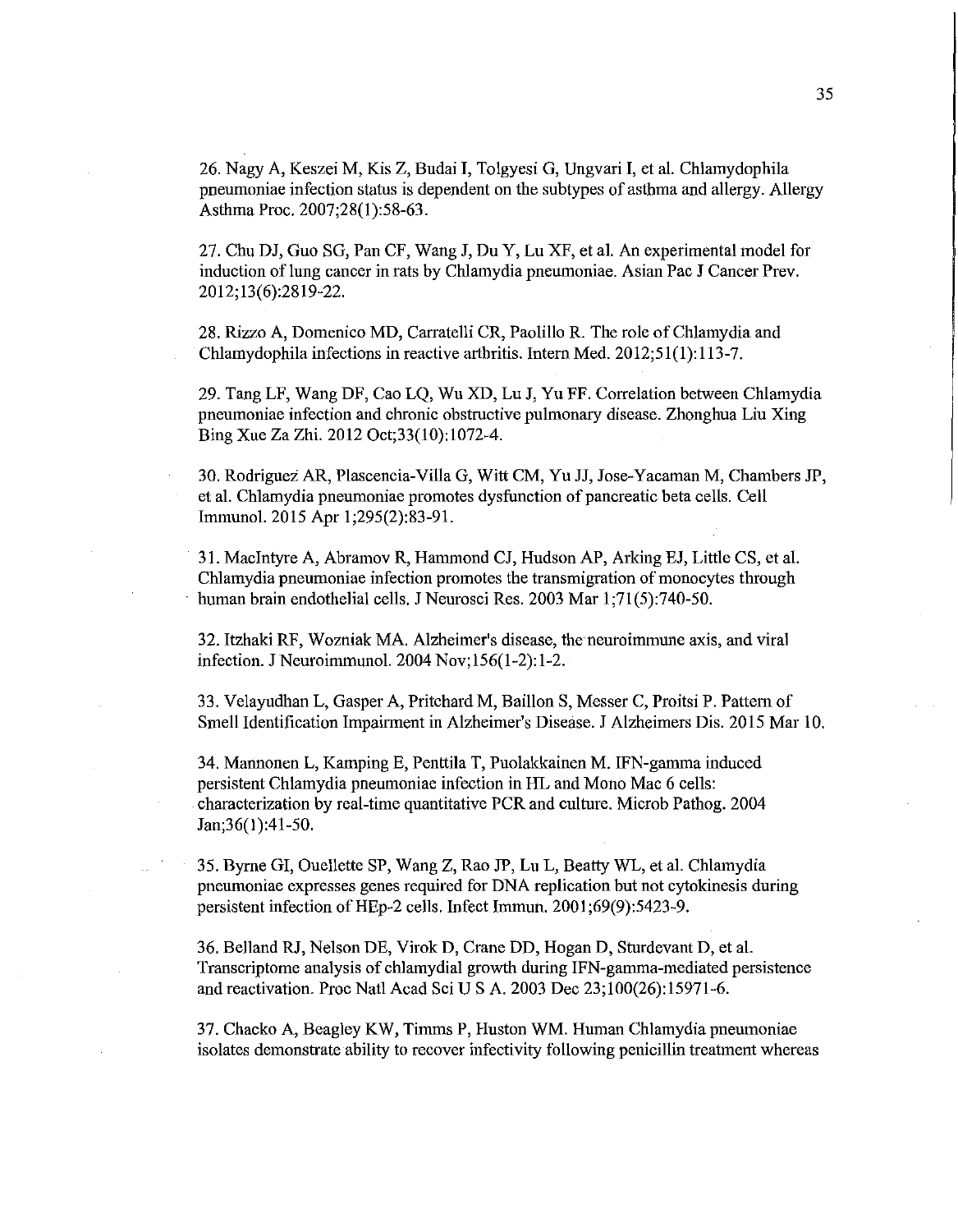26. Nagy A, Keszei M, Kis Z, Budai I, Tolgyesi G, Ungvari I, et al. Chlamydophila pneumoniae infection status is dependent on the subtypes of asthma and allergy. Allergy Asthma Proc. 2007;28(1):58-63.

27. Chu DJ, Guo SG, Pan CF, Wang J, Du Y, Lu XF, et al. An experimental model for induction of lung cancer in rats by Chlamydia pneumoniae. Asian Pac J Cancer Prev. 2012;13(6):2819-22.

28. Rizzo A, Domenico MD, Carratelli CR, Paolillo R. The role of Chlamydia and Chlamydophila infections in reactive arthritis. Intern Med. 2012;51(1):113-7.

29. Tang LF, Wang DF, Cao LQ, Wu XD, Lu J, Yu FF. Correlation between Chlamydia pneumoniae infection and chronic obstructive pulmonary disease. Zhonghua Liu Xing Bing Xue Za Zhi. 2012 Oct;33(10):1072-4.

30. Rodriguez AR, Plascencia-Villa G, Witt CM, Yu JJ, Jose-Yacaman M, Chambers JP, et al. Chlamydia pneumoniae promotes dysfunction of pancreatic beta cells. Cell Immunol. 2015 Apr 1;295(2):83-91.

31. MacIntyre A, Abramov R, Hammond CJ, Hudson AP, Arking EJ, Little CS, et al. Chlamydia pneumoniae infection promotes the transmigration of monocytes through human brain endothelial cells. J Neurosci Res. 2003 Mar 1;71(5):740-50.

32. Itzhaki RF, Wozniak MA. Alzheimer's disease, the neuroimmune axis, and viral infection. J Neuroimmunol. 2004 Nov;156(1-2):1-2.

33. Velayudhan L, Gasper A, Pritchard M, Baillon S, Messer C, Proitsi P. Pattern of Smell Identification Impairment in Alzheimer's Disease. J Alzheimers Dis. 2015 Mar 10.

34. Mannonen L, Kamping E, Penttila T, Puolakkainen M. IFN-gamma induced persistent Chlamydia pneumoniae infection in HL and Mono Mac 6 cells: characterization by real-time quantitative PCR and culture. Microb Pathog. 2004 Jan;36(1):41-50.

35. Byrne GI, Ouellette SP, Wang Z, Rao JP, Lu L, Beatty WL, et al. Chlamydia pneumoniae expresses genes required for DNA replication but not cytokinesis during persistent infection of HEp-2 cells. Infect Immun. 2001;69(9):5423-9.

36. Belland RJ, Nelson DE, Virok D, Crane DD, Hogan D, Sturdevant D, et al. Transcriptome analysis of chlamydial growth during IFN-gamma-mediated persistence and reactivation. Proc Natl Acad Sci U S A. 2003 Dec 23;100(26):15971-6.

37. Chacko A, Beagley KW, Timms P, Huston WM. Human Chlamydia pneumoniae isolates demonstrate ability to recover infectivity following penicillin treatment whereas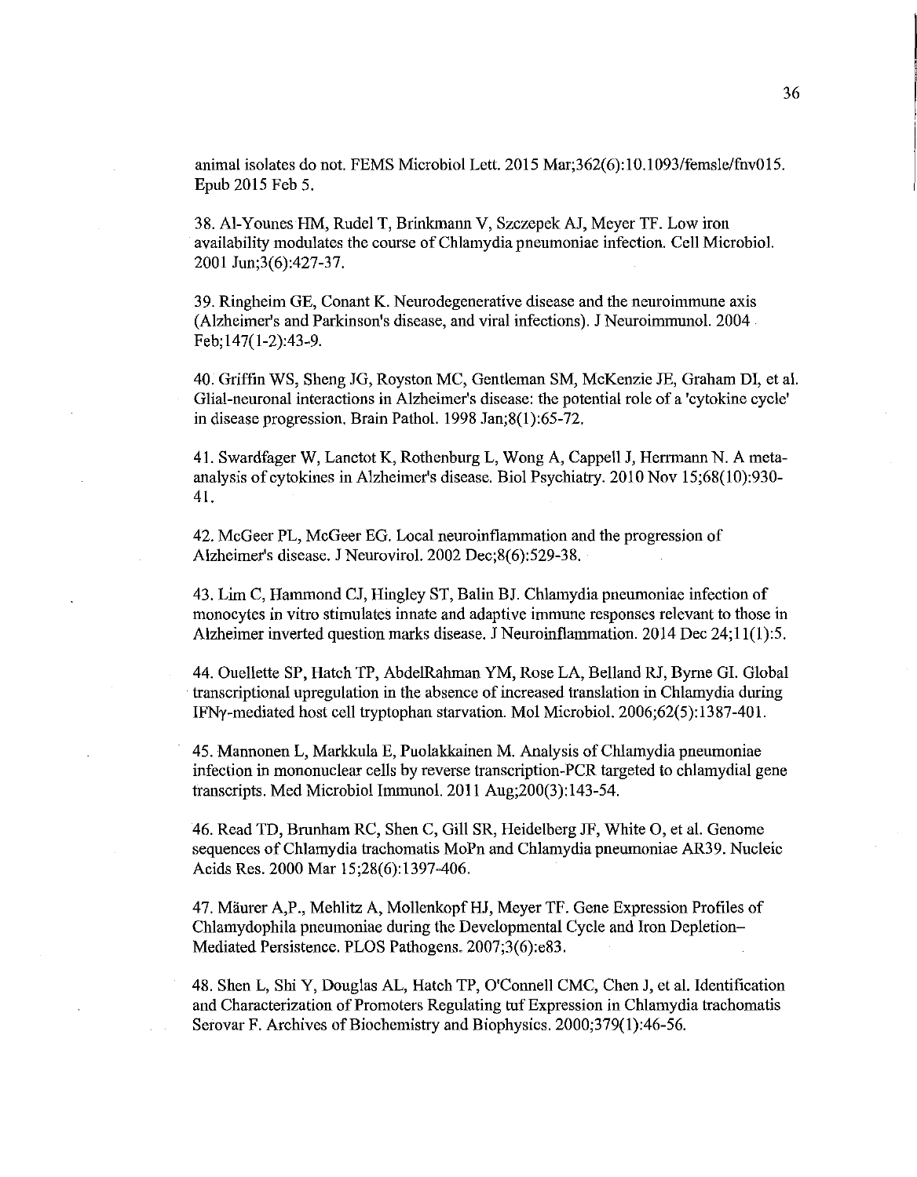animal isolates do not. FEMS Microbiol Lett. 2015 Mar;362(6):10.1093/femsle/fnv015. Epub 2015 Feb 5.

38. Al-Younes HM, Rudel T, Brinkmann V, Szczepek AJ, Meyer TF. Low iron availability modulates the course of Chlamydia pneumoniae infection. Cell Microbiol. 2001 Jun;3(6):427-37.

39. Ringheim GE, Conant K. Neurodegenerative disease and the neuroimmune axis (Alzheimer's and Parkinson's disease, and viral infections). J Neuroimmunol. 2004 Feb;147(1-2):43-9.

40. Griffin WS, Sheng JG, Royston MC, Gentleman SM, McKenzie JE, Graham DI, et al. Glial-neuronal interactions in Alzheimer's disease: the potential role of a 'cytokine cycle' in disease progression. Brain Pathol. 1998 Jan;8(1):65-72.

41. Swardfager W, Lanctot K, Rothenburg L, Wong A, Cappell J, Herrmann N. A meta-analysis of cytokines in Alzheimer's disease. Biol Psychiatry. 2010 Nov 15;68(10):930-41.

42. McGeer PL, McGeer EG. Local neuroinflammation and the progression of Alzheimer's disease. J Neurovirol. 2002 Dec;8(6):529-38.

43. Lim C, Hammond CJ, Hingley ST, Balin BJ. Chlamydia pneumoniae infection of monocytes in vitro stimulates innate and adaptive immune responses relevant to those in Alzheimer inverted question marks disease. J Neuroinflammation. 2014 Dec 24;11(1):5.

44. Ouellette SP, Hatch TP, AbdelRahman YM, Rose LA, Belland RJ, Byrne GI. Global transcriptional upregulation in the absence of increased translation in Chlamydia during IFNγ-mediated host cell tryptophan starvation. Mol Microbiol. 2006;62(5):1387-401.

45. Mannonen L, Markkula E, Puolakkainen M. Analysis of Chlamydia pneumoniae infection in mononuclear cells by reverse transcription-PCR targeted to chlamydial gene transcripts. Med Microbiol Immunol. 2011 Aug;200(3):143-54.

46. Read TD, Brunham RC, Shen C, Gill SR, Heidelberg JF, White O, et al. Genome sequences of Chlamydia trachomatis MoPn and Chlamydia pneumoniae AR39. Nucleic Acids Res. 2000 Mar 15;28(6):1397-406.

47. Mäurer A,P., Mehlitz A, Mollenkopf HJ, Meyer TF. Gene Expression Profiles of Chlamydophila pneumoniae during the Developmental Cycle and Iron Depletion–Mediated Persistence. PLOS Pathogens. 2007;3(6):e83.

48. Shen L, Shi Y, Douglas AL, Hatch TP, O'Connell CMC, Chen J, et al. Identification and Characterization of Promoters Regulating tuf Expression in Chlamydia trachomatis Serovar F. Archives of Biochemistry and Biophysics. 2000;379(1):46-56.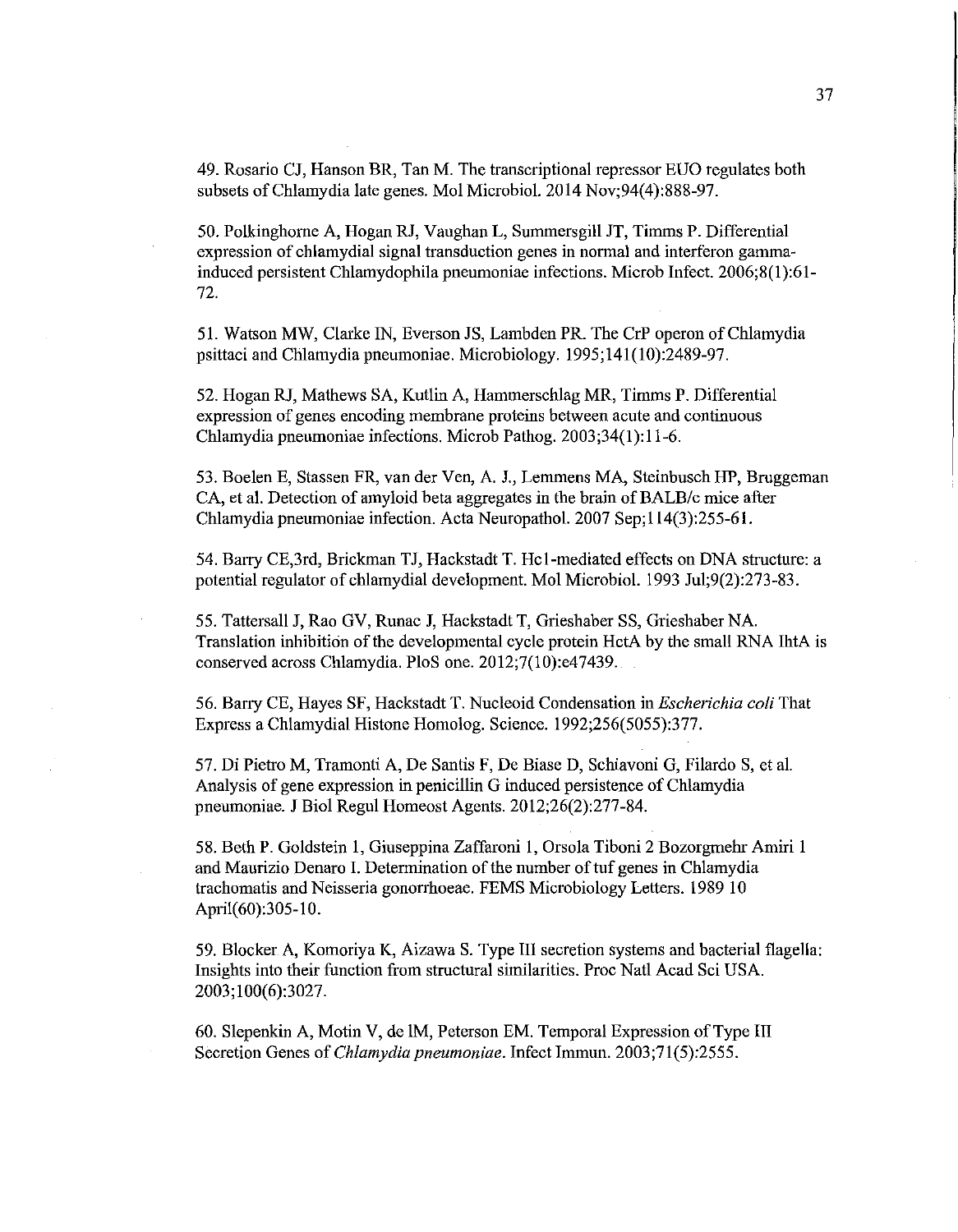49. Rosario CJ, Hanson BR, Tan M. The transcriptional repressor EUO regulates both subsets of Chlamydia late genes. Mol Microbiol. 2014 Nov;94(4):888-97.

50. Polkinghorne A, Hogan RJ, Vaughan L, Summersgill JT, Timms P. Differential expression of chlamydial signal transduction genes in normal and interferon gamma-induced persistent Chlamydophila pneumoniae infections. Microb Infect. 2006;8(1):61-72.

51. Watson MW, Clarke IN, Everson JS, Lambden PR. The CrP operon of Chlamydia psittaci and Chlamydia pneumoniae. Microbiology. 1995;141(10):2489-97.

52. Hogan RJ, Mathews SA, Kutlin A, Hammerschlag MR, Timms P. Differential expression of genes encoding membrane proteins between acute and continuous Chlamydia pneumoniae infections. Microb Pathog. 2003;34(1):11-6.

53. Boelen E, Stassen FR, van der Ven, A. J., Lemmens MA, Steinbusch HP, Bruggeman CA, et al. Detection of amyloid beta aggregates in the brain of BALB/c mice after Chlamydia pneumoniae infection. Acta Neuropathol. 2007 Sep;114(3):255-61.

54. Barry CE,3rd, Brickman TJ, Hackstadt T. Hc1-mediated effects on DNA structure: a potential regulator of chlamydial development. Mol Microbiol. 1993 Jul;9(2):273-83.

55. Tattersall J, Rao GV, Runac J, Hackstadt T, Grieshaber SS, Grieshaber NA. Translation inhibition of the developmental cycle protein HctA by the small RNA IhtA is conserved across Chlamydia. PloS one. 2012;7(10):e47439.

56. Barry CE, Hayes SF, Hackstadt T. Nucleoid Condensation in *Escherichia coli* That Express a Chlamydial Histone Homolog. Science. 1992;256(5055):377.

57. Di Pietro M, Tramonti A, De Santis F, De Biase D, Schiavoni G, Filardo S, et al. Analysis of gene expression in penicillin G induced persistence of Chlamydia pneumoniae. J Biol Regul Homeost Agents. 2012;26(2):277-84.

58. Beth P. Goldstein 1, Giuseppina Zaffaroni 1, Orsola Tiboni 2 Bozorgmehr Amiri 1 and Maurizio Denaro I. Determination of the number of tuf genes in Chlamydia trachomatis and Neisseria gonorrhoeae. FEMS Microbiology Letters. 1989 10 April(60):305-10.

59. Blocker A, Komoriya K, Aizawa S. Type III secretion systems and bacterial flagella: Insights into their function from structural similarities. Proc Natl Acad Sci USA. 2003;100(6):3027.

60. Slepenkin A, Motin V, de lM, Peterson EM. Temporal Expression of Type III Secretion Genes of *Chlamydia pneumoniae*. Infect Immun. 2003;71(5):2555.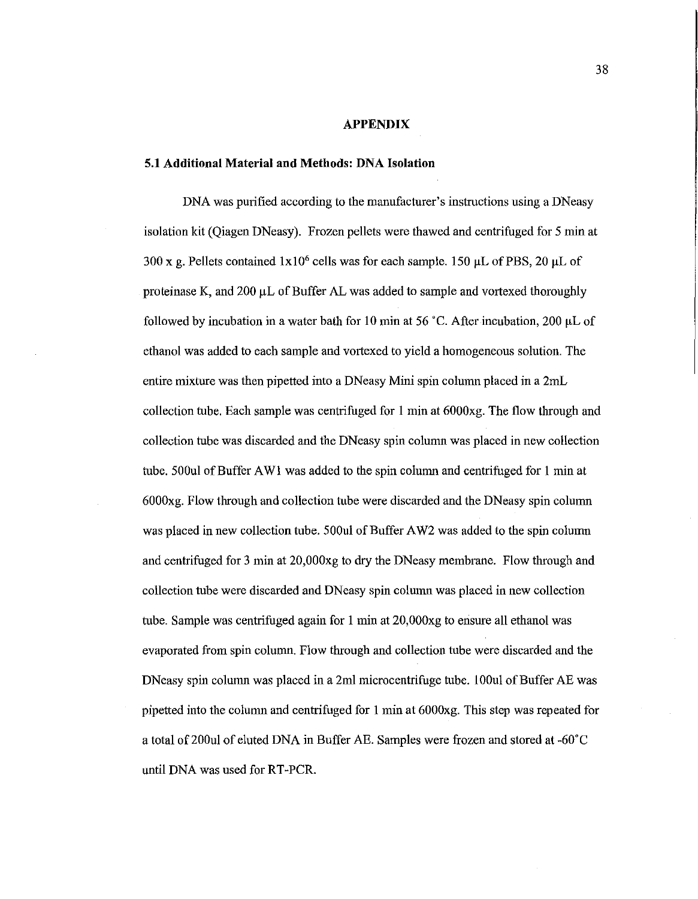# APPENDIX

## 5.1 Additional Material and Methods: DNA Isolation

DNA was purified according to the manufacturer's instructions using a DNeasy isolation kit (Qiagen DNeasy). Frozen pellets were thawed and centrifuged for 5 min at 300 x g. Pellets contained $1x10^6$ cells was for each sample. 150 µL of PBS, 20 µL of proteinase K, and 200 µL of Buffer AL was added to sample and vortexed thoroughly followed by incubation in a water bath for 10 min at 56 °C. After incubation, 200 µL of ethanol was added to each sample and vortexed to yield a homogeneous solution. The entire mixture was then pipetted into a DNeasy Mini spin column placed in a 2mL collection tube. Each sample was centrifuged for 1 min at 6000xg. The flow through and collection tube was discarded and the DNeasy spin column was placed in new collection tube. 500ul of Buffer AW1 was added to the spin column and centrifuged for 1 min at 6000xg. Flow through and collection tube were discarded and the DNeasy spin column was placed in new collection tube. 500ul of Buffer AW2 was added to the spin column and centrifuged for 3 min at 20,000xg to dry the DNeasy membrane. Flow through and collection tube were discarded and DNeasy spin column was placed in new collection tube. Sample was centrifuged again for 1 min at 20,000xg to ensure all ethanol was evaporated from spin column. Flow through and collection tube were discarded and the DNeasy spin column was placed in a 2ml microcentrifuge tube. 100ul of Buffer AE was pipetted into the column and centrifuged for 1 min at 6000xg. This step was repeated for a total of 200ul of eluted DNA in Buffer AE. Samples were frozen and stored at -60°C until DNA was used for RT-PCR.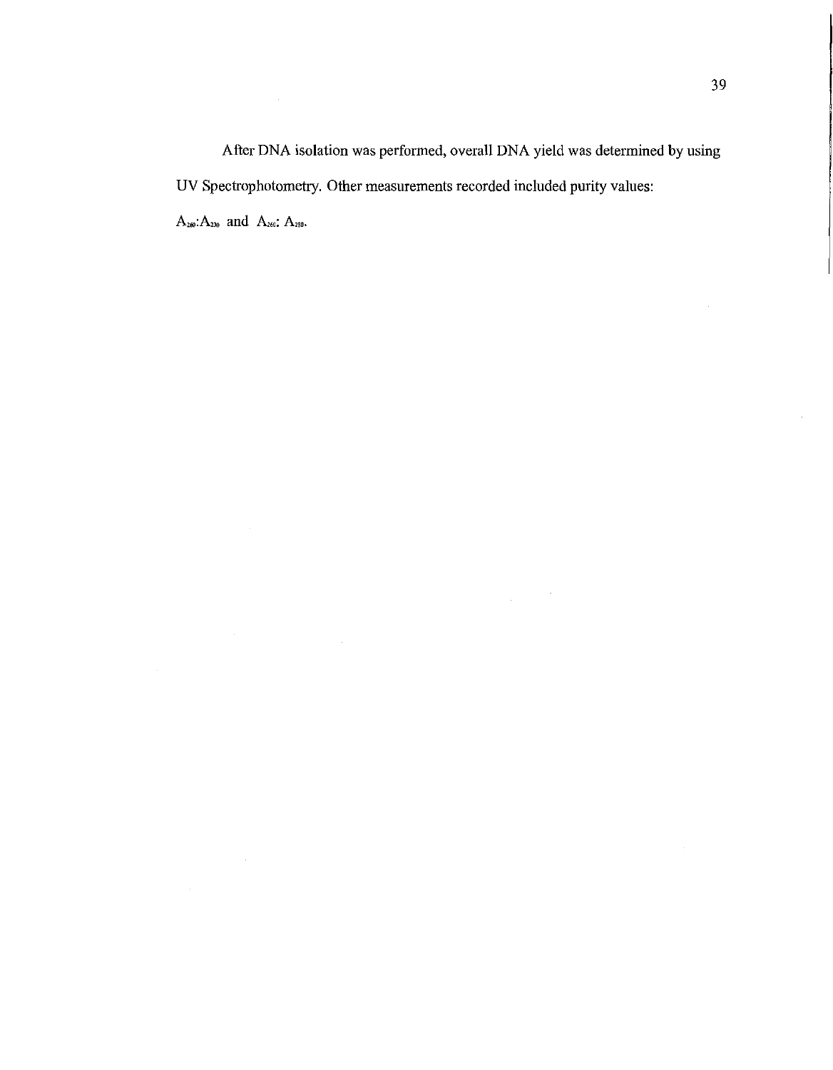After DNA isolation was performed, overall DNA yield was determined by using UV Spectrophotometry. Other measurements recorded included purity values: $A_{260}$:$A_{230}$ and $A_{260}$: $A_{280}$.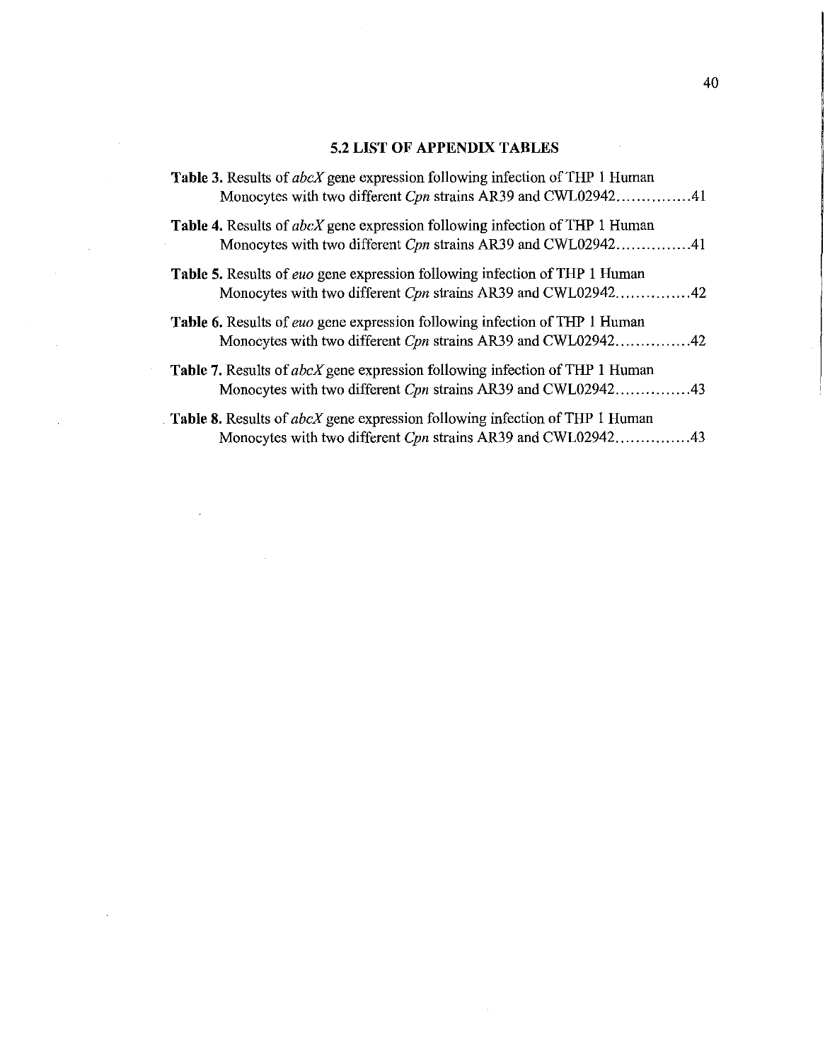## 5.2 LIST OF APPENDIX TABLES

**Table 3.** Results of *abcX* gene expression following infection of THP 1 Human Monocytes with two different *Cpn* strains AR39 and CWL02942...............41

**Table 4.** Results of *abcX* gene expression following infection of THP 1 Human Monocytes with two different *Cpn* strains AR39 and CWL02942...............41

**Table 5.** Results of *euo* gene expression following infection of THP 1 Human Monocytes with two different *Cpn* strains AR39 and CWL02942...............42

**Table 6.** Results of *euo* gene expression following infection of THP 1 Human Monocytes with two different *Cpn* strains AR39 and CWL02942...............42

**Table 7.** Results of *abcX* gene expression following infection of THP 1 Human Monocytes with two different *Cpn* strains AR39 and CWL02942...............43

**Table 8.** Results of *abcX* gene expression following infection of THP 1 Human Monocytes with two different *Cpn* strains AR39 and CWL02942...............43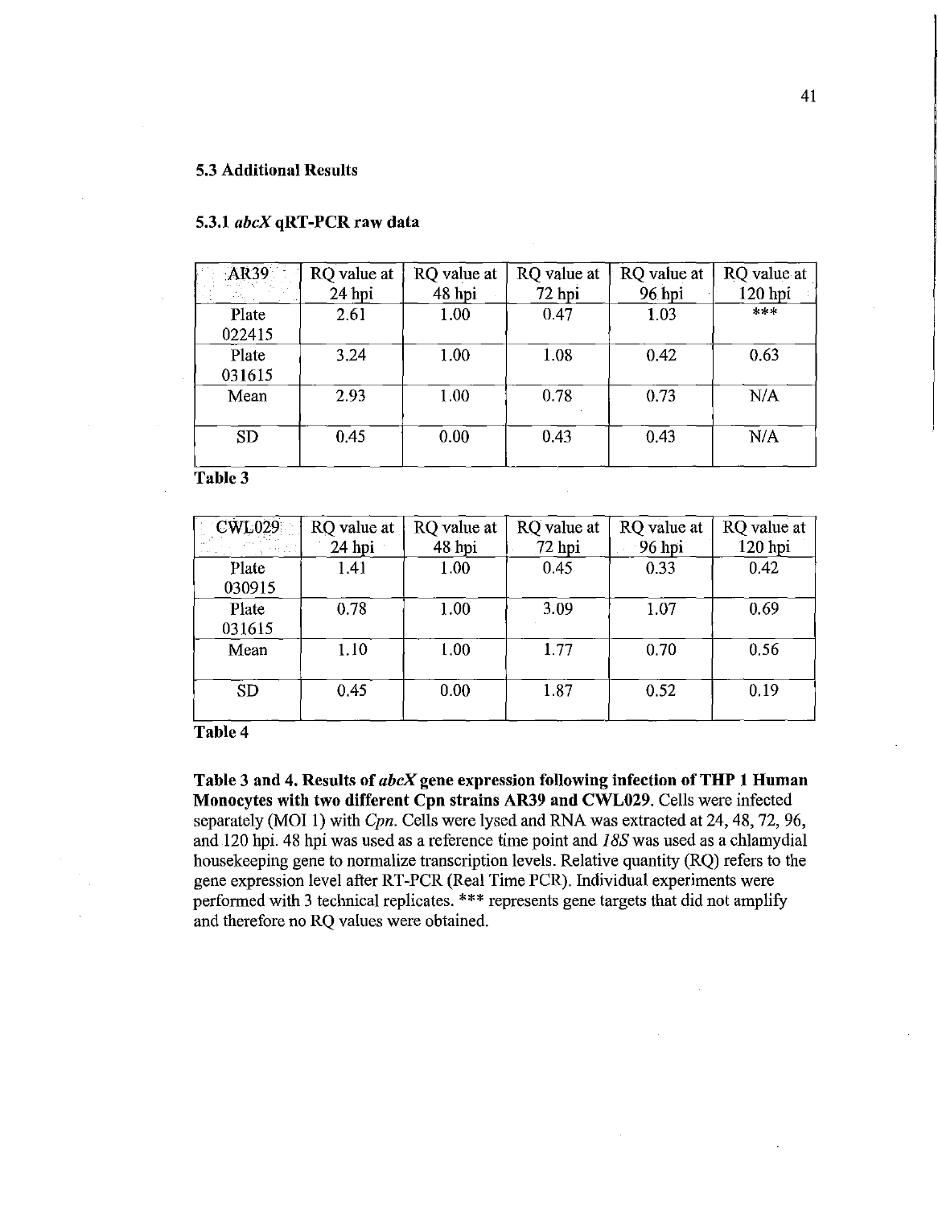### 5.3 Additional Results

#### 5.3.1 *abcX* qRT-PCR raw data

| AR39 | RQ value at 24 hpi | RQ value at 48 hpi | RQ value at 72 hpi | RQ value at 96 hpi | RQ value at 120 hpi |
|---|---|---|---|---|---|
| Plate 022415 | 2.61 | 1.00 | 0.47 | 1.03 | *** |
| Plate 031615 | 3.24 | 1.00 | 1.08 | 0.42 | 0.63 |
| Mean | 2.93 | 1.00 | 0.78 | 0.73 | N/A |
| SD | 0.45 | 0.00 | 0.43 | 0.43 | N/A |

**Table 3**

| CWL029 | RQ value at 24 hpi | RQ value at 48 hpi | RQ value at 72 hpi | RQ value at 96 hpi | RQ value at 120 hpi |
|---|---|---|---|---|---|
| Plate 030915 | 1.41 | 1.00 | 0.45 | 0.33 | 0.42 |
| Plate 031615 | 0.78 | 1.00 | 3.09 | 1.07 | 0.69 |
| Mean | 1.10 | 1.00 | 1.77 | 0.70 | 0.56 |
| SD | 0.45 | 0.00 | 1.87 | 0.52 | 0.19 |

**Table 4**

**Table 3 and 4. Results of *abcX* gene expression following infection of THP 1 Human Monocytes with two different Cpn strains AR39 and CWL029.** Cells were infected separately (MOI 1) with *Cpn*. Cells were lysed and RNA was extracted at 24, 48, 72, 96, and 120 hpi. 48 hpi was used as a reference time point and *18S* was used as a chlamydial housekeeping gene to normalize transcription levels. Relative quantity (RQ) refers to the gene expression level after RT-PCR (Real Time PCR). Individual experiments were performed with 3 technical replicates. *** represents gene targets that did not amplify and therefore no RQ values were obtained.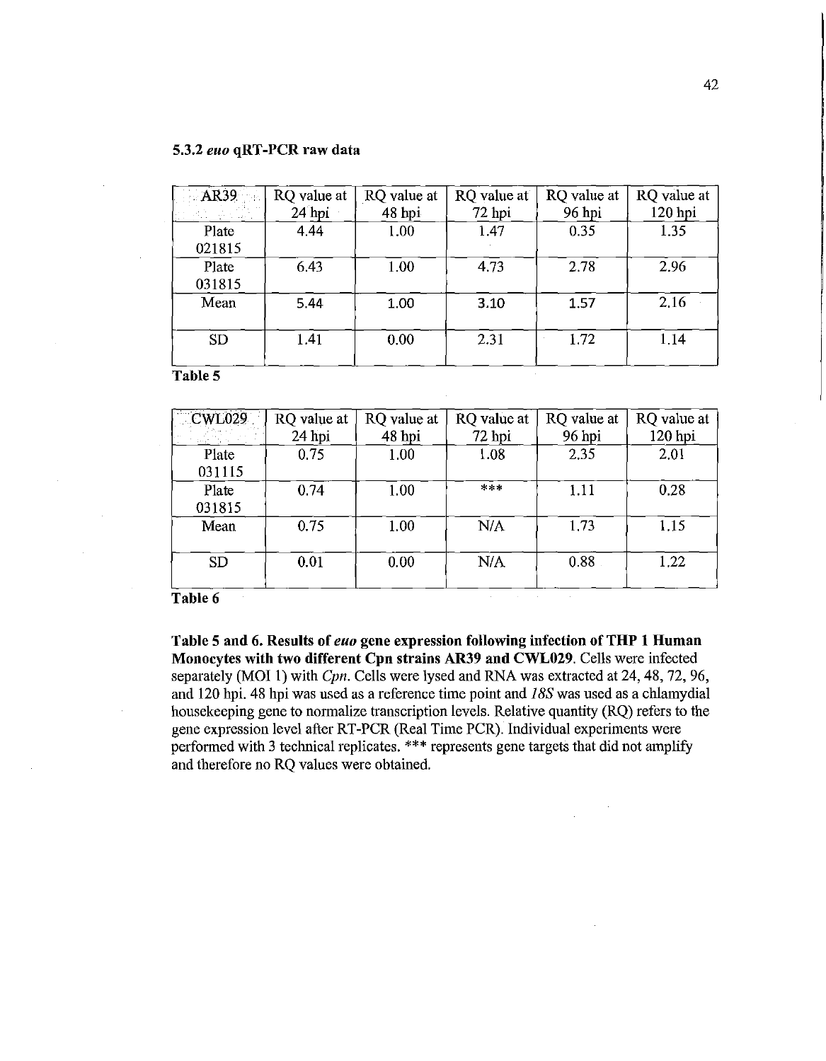### 5.3.2 *euo* qRT-PCR raw data

| AR39 | RQ value at 24 hpi | RQ value at 48 hpi | RQ value at 72 hpi | RQ value at 96 hpi | RQ value at 120 hpi |
|---|---|---|---|---|---|
| Plate 021815 | 4.44 | 1.00 | 1.47 | 0.35 | 1.35 |
| Plate 031815 | 6.43 | 1.00 | 4.73 | 2.78 | 2.96 |
| Mean | 5.44 | 1.00 | 3.10 | 1.57 | 2.16 |
| SD | 1.41 | 0.00 | 2.31 | 1.72 | 1.14 |

**Table 5**

| CWL029 | RQ value at 24 hpi | RQ value at 48 hpi | RQ value at 72 hpi | RQ value at 96 hpi | RQ value at 120 hpi |
|---|---|---|---|---|---|
| Plate 031115 | 0.75 | 1.00 | 1.08 | 2.35 | 2.01 |
| Plate 031815 | 0.74 | 1.00 | *** | 1.11 | 0.28 |
| Mean | 0.75 | 1.00 | N/A | 1.73 | 1.15 |
| SD | 0.01 | 0.00 | N/A | 0.88 | 1.22 |

**Table 6**

**Table 5 and 6. Results of *euo* gene expression following infection of THP 1 Human Monocytes with two different Cpn strains AR39 and CWL029.** Cells were infected separately (MOI 1) with *Cpn*. Cells were lysed and RNA was extracted at 24, 48, 72, 96, and 120 hpi. 48 hpi was used as a reference time point and *18S* was used as a chlamydial housekeeping gene to normalize transcription levels. Relative quantity (RQ) refers to the gene expression level after RT-PCR (Real Time PCR). Individual experiments were performed with 3 technical replicates. *** represents gene targets that did not amplify and therefore no RQ values were obtained.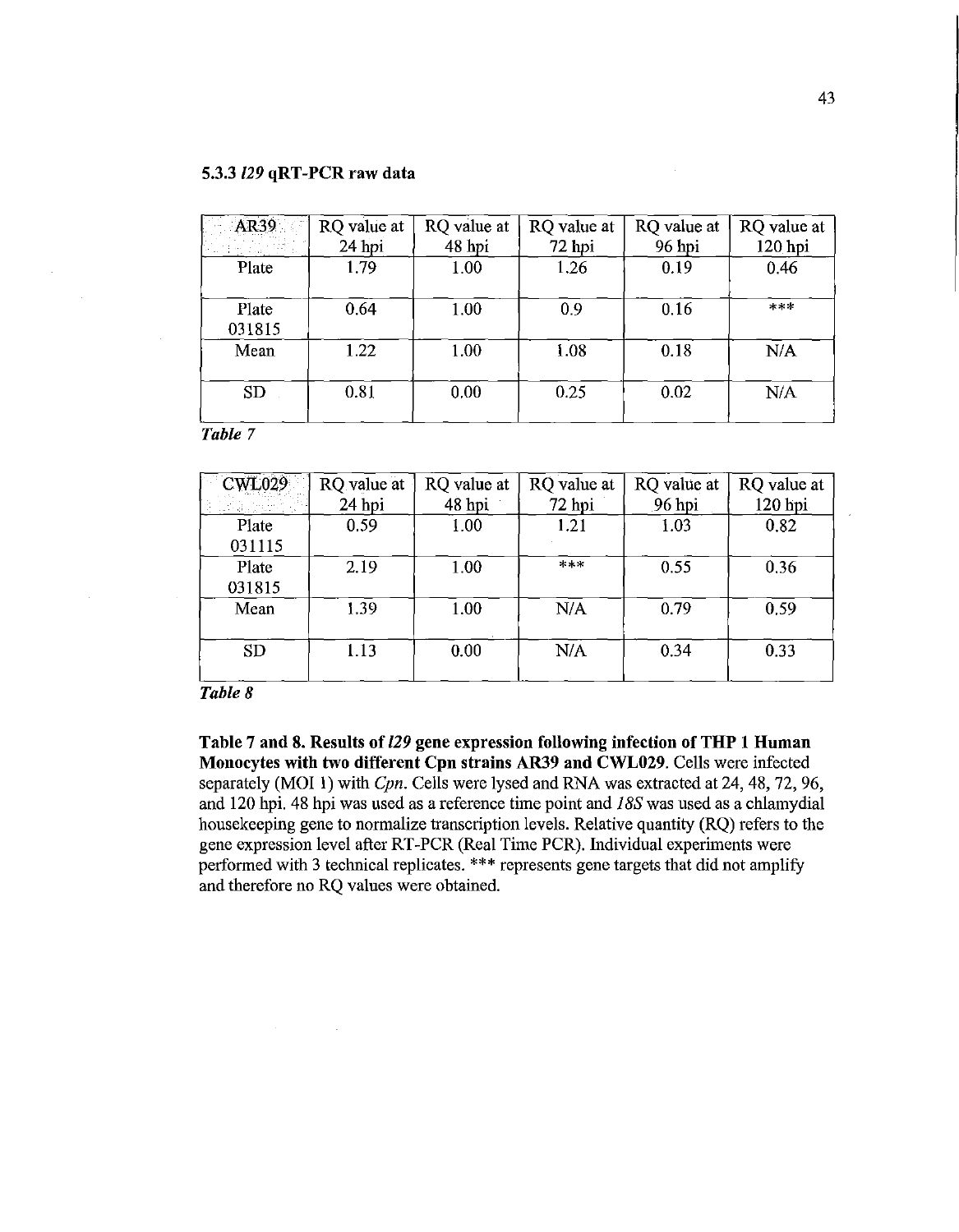### 5.3.3 *l29* qRT-PCR raw data

| AR39 | RQ value at 24 hpi | RQ value at 48 hpi | RQ value at 72 hpi | RQ value at 96 hpi | RQ value at 120 hpi |
|---|---|---|---|---|---|
| Plate | 1.79 | 1.00 | 1.26 | 0.19 | 0.46 |
| Plate 031815 | 0.64 | 1.00 | 0.9 | 0.16 | *** |
| Mean | 1.22 | 1.00 | 1.08 | 0.18 | N/A |
| SD | 0.81 | 0.00 | 0.25 | 0.02 | N/A |

***Table 7***

| CWL029 | RQ value at 24 hpi | RQ value at 48 hpi | RQ value at 72 hpi | RQ value at 96 hpi | RQ value at 120 hpi |
|---|---|---|---|---|---|
| Plate 031115 | 0.59 | 1.00 | 1.21 | 1.03 | 0.82 |
| Plate 031815 | 2.19 | 1.00 | *** | 0.55 | 0.36 |
| Mean | 1.39 | 1.00 | N/A | 0.79 | 0.59 |
| SD | 1.13 | 0.00 | N/A | 0.34 | 0.33 |

***Table 8***

**Table 7 and 8. Results of *l29* gene expression following infection of THP 1 Human Monocytes with two different Cpn strains AR39 and CWL029.** Cells were infected separately (MOI 1) with *Cpn*. Cells were lysed and RNA was extracted at 24, 48, 72, 96, and 120 hpi. 48 hpi was used as a reference time point and *18S* was used as a chlamydial housekeeping gene to normalize transcription levels. Relative quantity (RQ) refers to the gene expression level after RT-PCR (Real Time PCR). Individual experiments were performed with 3 technical replicates. *** represents gene targets that did not amplify and therefore no RQ values were obtained.